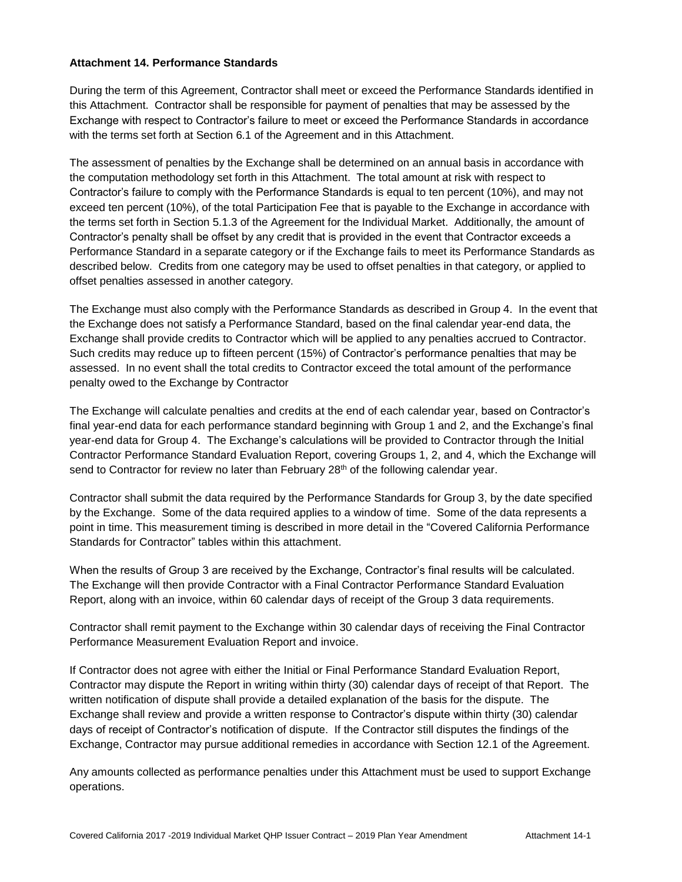**Attachment 14. Performance Standards**

During the term of this Agreement, Contractor shall meet or exceed the Performance Standards identified in this Attachment. Contractor shall be responsible for payment of penalties that may be assessed by the Exchange with respect to Contractor's failure to meet or exceed the Performance Standards in accordance with the terms set forth at Section 6.1 of the Agreement and in this Attachment.

The assessment of penalties by the Exchange shall be determined on an annual basis in accordance with the computation methodology set forth in this Attachment. The total amount at risk with respect to Contractor's failure to comply with the Performance Standards is equal to ten percent (10%), and may not exceed ten percent (10%), of the total Participation Fee that is payable to the Exchange in accordance with the terms set forth in Section 5.1.3 of the Agreement for the Individual Market. Additionally, the amount of Contractor's penalty shall be offset by any credit that is provided in the event that Contractor exceeds a Performance Standard in a separate category or if the Exchange fails to meet its Performance Standards as described below. Credits from one category may be used to offset penalties in that category, or applied to offset penalties assessed in another category.

The Exchange must also comply with the Performance Standards as described in Group 4. In the event that the Exchange does not satisfy a Performance Standard, based on the final calendar year-end data, the Exchange shall provide credits to Contractor which will be applied to any penalties accrued to Contractor. Such credits may reduce up to fifteen percent (15%) of Contractor's performance penalties that may be assessed. In no event shall the total credits to Contractor exceed the total amount of the performance penalty owed to the Exchange by Contractor

The Exchange will calculate penalties and credits at the end of each calendar year, based on Contractor's final year-end data for each performance standard beginning with Group 1 and 2, and the Exchange's final year-end data for Group 4. The Exchange's calculations will be provided to Contractor through the Initial Contractor Performance Standard Evaluation Report, covering Groups 1, 2, and 4, which the Exchange will send to Contractor for review no later than February 28th of the following calendar year.

Contractor shall submit the data required by the Performance Standards for Group 3, by the date specified by the Exchange. Some of the data required applies to a window of time. Some of the data represents a point in time. This measurement timing is described in more detail in the "Covered California Performance Standards for Contractor" tables within this attachment.

When the results of Group 3 are received by the Exchange, Contractor's final results will be calculated. The Exchange will then provide Contractor with a Final Contractor Performance Standard Evaluation Report, along with an invoice, within 60 calendar days of receipt of the Group 3 data requirements.

Contractor shall remit payment to the Exchange within 30 calendar days of receiving the Final Contractor Performance Measurement Evaluation Report and invoice.

If Contractor does not agree with either the Initial or Final Performance Standard Evaluation Report, Contractor may dispute the Report in writing within thirty (30) calendar days of receipt of that Report. The written notification of dispute shall provide a detailed explanation of the basis for the dispute. The Exchange shall review and provide a written response to Contractor's dispute within thirty (30) calendar days of receipt of Contractor's notification of dispute. If the Contractor still disputes the findings of the Exchange, Contractor may pursue additional remedies in accordance with Section 12.1 of the Agreement.

Any amounts collected as performance penalties under this Attachment must be used to support Exchange operations.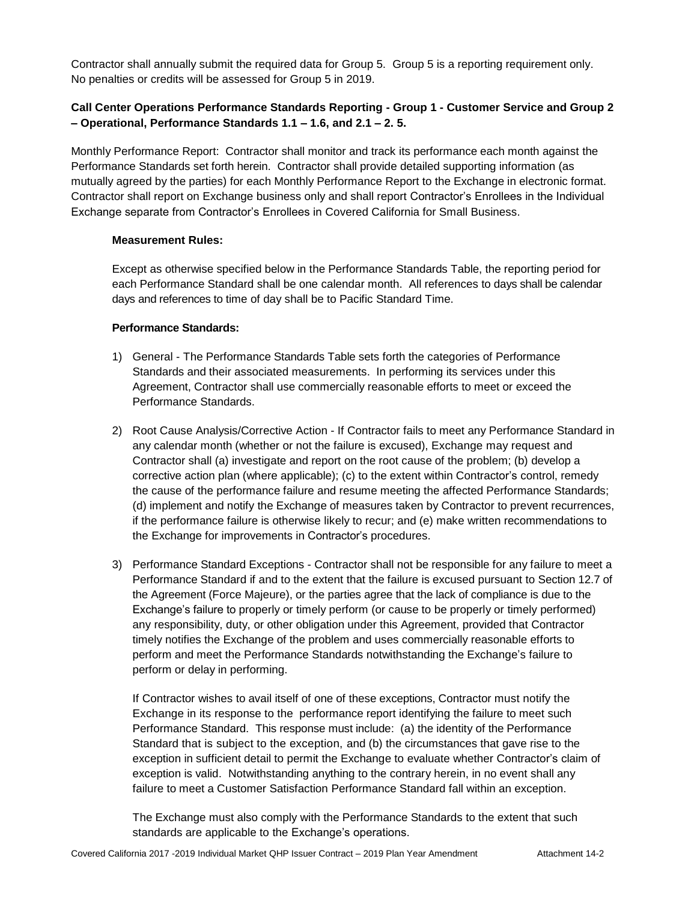Contractor shall annually submit the required data for Group 5. Group 5 is a reporting requirement only. No penalties or credits will be assessed for Group 5 in 2019.

**Call Center Operations Performance Standards Reporting - Group 1 - Customer Service and Group 2 – Operational, Performance Standards 1.1 – 1.6, and 2.1 – 2. 5.**

Monthly Performance Report: Contractor shall monitor and track its performance each month against the Performance Standards set forth herein. Contractor shall provide detailed supporting information (as mutually agreed by the parties) for each Monthly Performance Report to the Exchange in electronic format. Contractor shall report on Exchange business only and shall report Contractor's Enrollees in the Individual Exchange separate from Contractor's Enrollees in Covered California for Small Business.

**Measurement Rules:**

Except as otherwise specified below in the Performance Standards Table, the reporting period for each Performance Standard shall be one calendar month. All references to days shall be calendar days and references to time of day shall be to Pacific Standard Time.

**Performance Standards:**

1) General - The Performance Standards Table sets forth the categories of Performance Standards and their associated measurements. In performing its services under this Agreement, Contractor shall use commercially reasonable efforts to meet or exceed the Performance Standards.

2) Root Cause Analysis/Corrective Action - If Contractor fails to meet any Performance Standard in any calendar month (whether or not the failure is excused), Exchange may request and Contractor shall (a) investigate and report on the root cause of the problem; (b) develop a corrective action plan (where applicable); (c) to the extent within Contractor's control, remedy the cause of the performance failure and resume meeting the affected Performance Standards; (d) implement and notify the Exchange of measures taken by Contractor to prevent recurrences, if the performance failure is otherwise likely to recur; and (e) make written recommendations to the Exchange for improvements in Contractor's procedures.

3) Performance Standard Exceptions - Contractor shall not be responsible for any failure to meet a Performance Standard if and to the extent that the failure is excused pursuant to Section 12.7 of the Agreement (Force Majeure), or the parties agree that the lack of compliance is due to the Exchange's failure to properly or timely perform (or cause to be properly or timely performed) any responsibility, duty, or other obligation under this Agreement, provided that Contractor timely notifies the Exchange of the problem and uses commercially reasonable efforts to perform and meet the Performance Standards notwithstanding the Exchange's failure to perform or delay in performing.

   If Contractor wishes to avail itself of one of these exceptions, Contractor must notify the Exchange in its response to the performance report identifying the failure to meet such Performance Standard. This response must include: (a) the identity of the Performance Standard that is subject to the exception, and (b) the circumstances that gave rise to the exception in sufficient detail to permit the Exchange to evaluate whether Contractor's claim of exception is valid. Notwithstanding anything to the contrary herein, in no event shall any failure to meet a Customer Satisfaction Performance Standard fall within an exception.

   The Exchange must also comply with the Performance Standards to the extent that such standards are applicable to the Exchange's operations.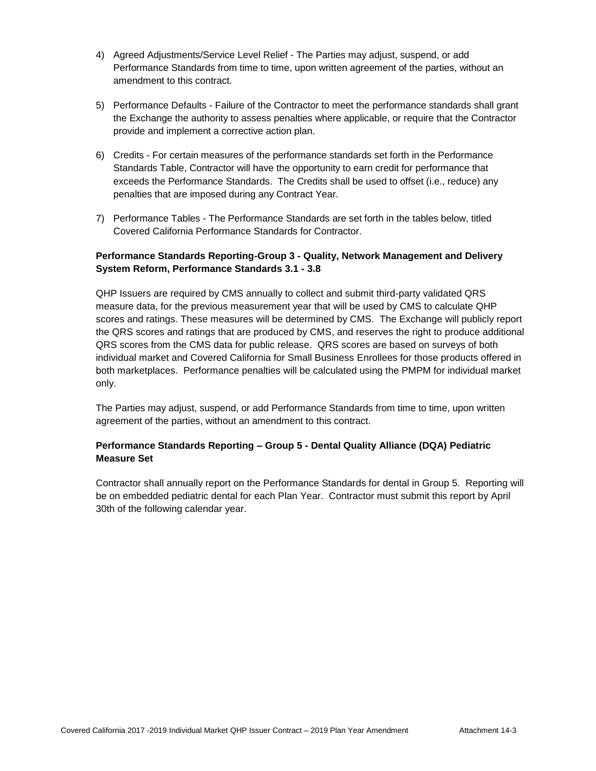4) Agreed Adjustments/Service Level Relief - The Parties may adjust, suspend, or add Performance Standards from time to time, upon written agreement of the parties, without an amendment to this contract.

5) Performance Defaults - Failure of the Contractor to meet the performance standards shall grant the Exchange the authority to assess penalties where applicable, or require that the Contractor provide and implement a corrective action plan.

6) Credits - For certain measures of the performance standards set forth in the Performance Standards Table, Contractor will have the opportunity to earn credit for performance that exceeds the Performance Standards. The Credits shall be used to offset (i.e., reduce) any penalties that are imposed during any Contract Year.

7) Performance Tables - The Performance Standards are set forth in the tables below, titled Covered California Performance Standards for Contractor.

**Performance Standards Reporting-Group 3 - Quality, Network Management and Delivery System Reform, Performance Standards 3.1 - 3.8**

QHP Issuers are required by CMS annually to collect and submit third-party validated QRS measure data, for the previous measurement year that will be used by CMS to calculate QHP scores and ratings. These measures will be determined by CMS. The Exchange will publicly report the QRS scores and ratings that are produced by CMS, and reserves the right to produce additional QRS scores from the CMS data for public release. QRS scores are based on surveys of both individual market and Covered California for Small Business Enrollees for those products offered in both marketplaces. Performance penalties will be calculated using the PMPM for individual market only.

The Parties may adjust, suspend, or add Performance Standards from time to time, upon written agreement of the parties, without an amendment to this contract.

**Performance Standards Reporting – Group 5 - Dental Quality Alliance (DQA) Pediatric Measure Set**

Contractor shall annually report on the Performance Standards for dental in Group 5. Reporting will be on embedded pediatric dental for each Plan Year. Contractor must submit this report by April 30th of the following calendar year.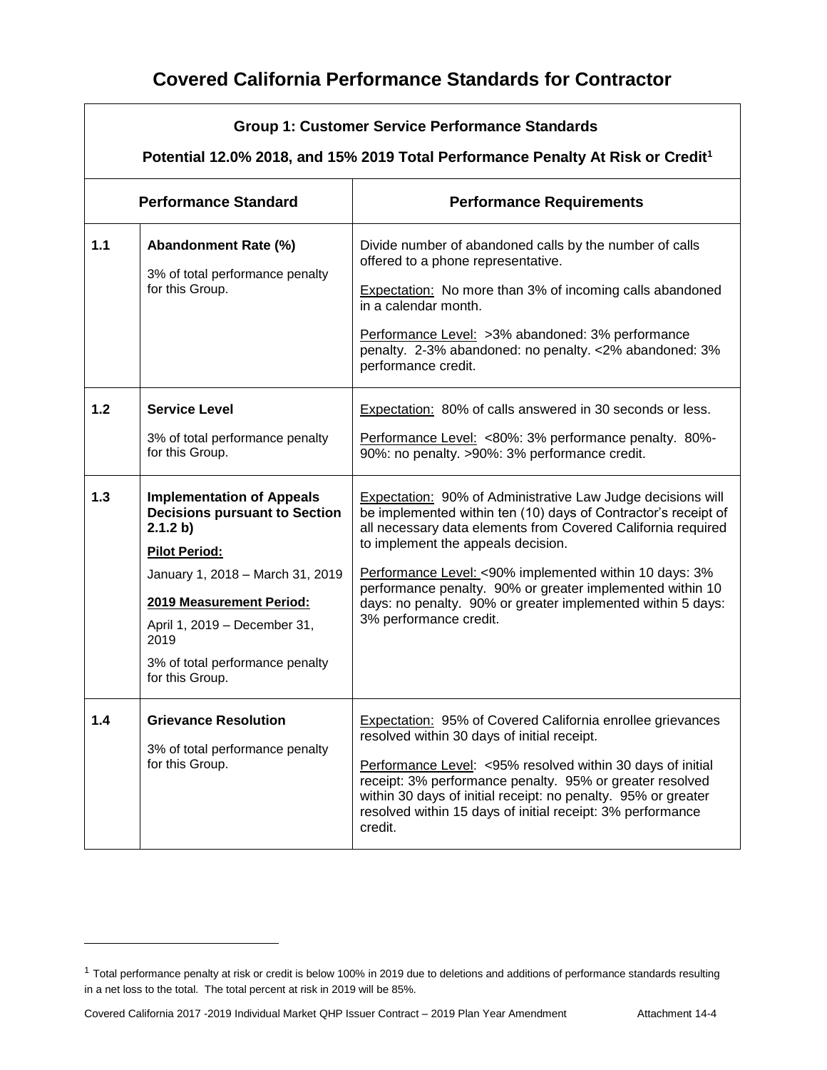# Covered California Performance Standards for Contractor

| Group 1: Customer Service Performance Standards<br><br>Potential 12.0% 2018, and 15% 2019 Total Performance Penalty At Risk or Credit[1] | | |
|---|---|---|
| **Performance Standard** | | **Performance Requirements** |
| **1.1** | **Abandonment Rate (%)**<br><br>3% of total performance penalty for this Group. | Divide number of abandoned calls by the number of calls offered to a phone representative.<br><br>Expectation: No more than 3% of incoming calls abandoned in a calendar month.<br><br>Performance Level: >3% abandoned: 3% performance penalty. 2-3% abandoned: no penalty. <2% abandoned: 3% performance credit. |
| **1.2** | **Service Level**<br><br>3% of total performance penalty for this Group. | Expectation: 80% of calls answered in 30 seconds or less.<br><br>Performance Level: <80%: 3% performance penalty. 80%-90%: no penalty. >90%: 3% performance credit. |
| **1.3** | **Implementation of Appeals Decisions pursuant to Section 2.1.2 b)**<br><br>**Pilot Period:**<br><br>January 1, 2018 – March 31, 2019<br><br>**2019 Measurement Period:**<br><br>April 1, 2019 – December 31, 2019<br><br>3% of total performance penalty for this Group. | Expectation: 90% of Administrative Law Judge decisions will be implemented within ten (10) days of Contractor's receipt of all necessary data elements from Covered California required to implement the appeals decision.<br><br>Performance Level: <90% implemented within 10 days: 3% performance penalty. 90% or greater implemented within 10 days: no penalty. 90% or greater implemented within 5 days: 3% performance credit. |
| **1.4** | **Grievance Resolution**<br><br>3% of total performance penalty for this Group. | Expectation: 95% of Covered California enrollee grievances resolved within 30 days of initial receipt.<br><br>Performance Level: <95% resolved within 30 days of initial receipt: 3% performance penalty. 95% or greater resolved within 30 days of initial receipt: no penalty. 95% or greater resolved within 15 days of initial receipt: 3% performance credit. |

[1] Total performance penalty at risk or credit is below 100% in 2019 due to deletions and additions of performance standards resulting in a net loss to the total. The total percent at risk in 2019 will be 85%.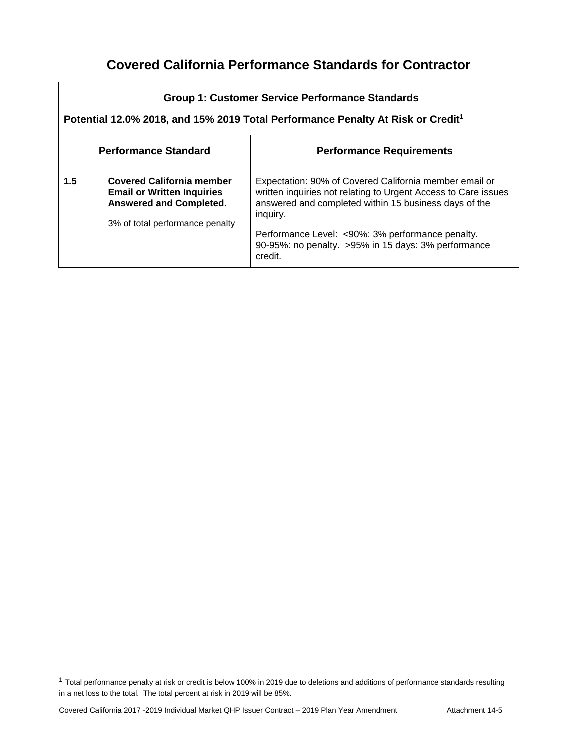# Covered California Performance Standards for Contractor

| Group 1: Customer Service Performance Standards<br><br>Potential 12.0% 2018, and 15% 2019 Total Performance Penalty At Risk or Credit[1] | | |
|---|---|---|
| **Performance Standard** | | **Performance Requirements** |
| **1.5** | **Covered California member Email or Written Inquiries Answered and Completed.**<br><br>3% of total performance penalty | Expectation: 90% of Covered California member email or written inquiries not relating to Urgent Access to Care issues answered and completed within 15 business days of the inquiry.<br><br>Performance Level: <90%: 3% performance penalty. 90-95%: no penalty. >95% in 15 days: 3% performance credit. |

[1] Total performance penalty at risk or credit is below 100% in 2019 due to deletions and additions of performance standards resulting in a net loss to the total. The total percent at risk in 2019 will be 85%.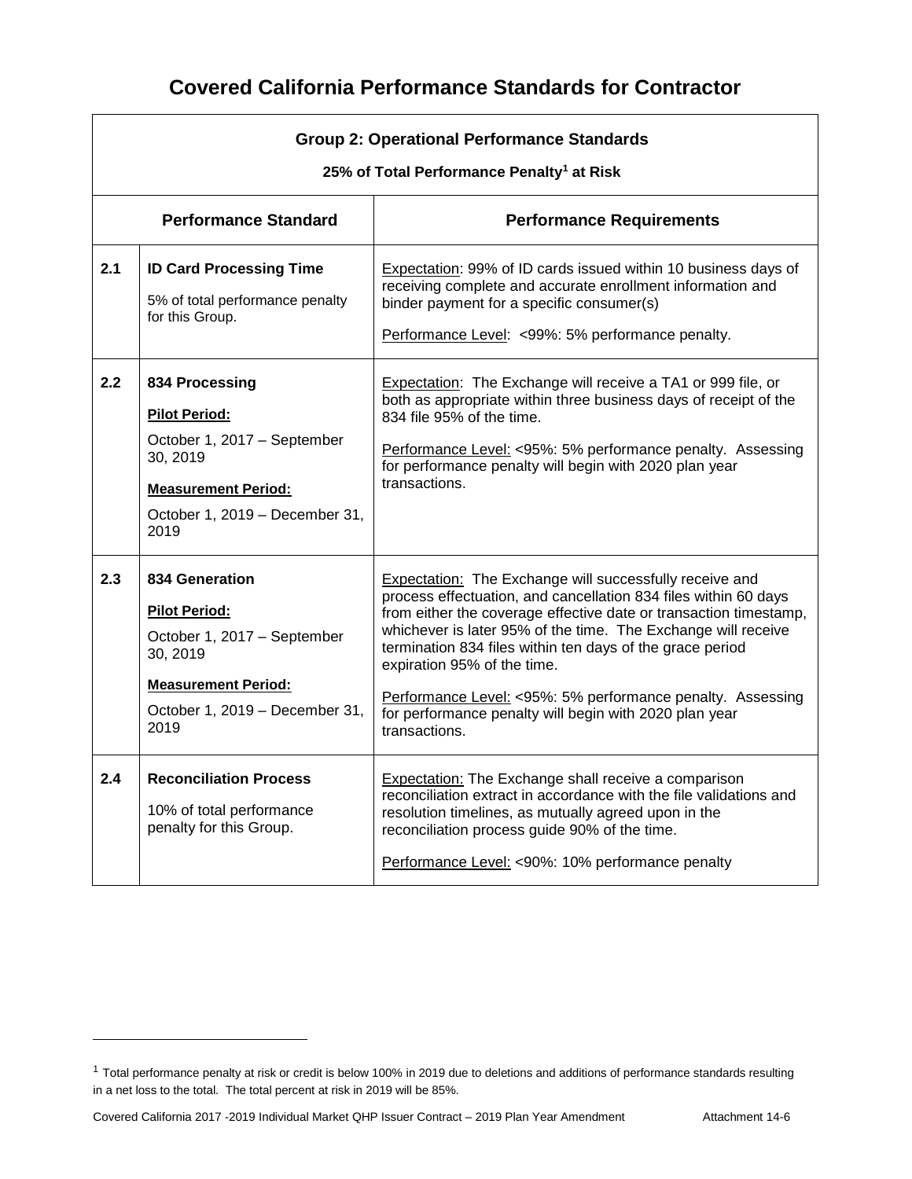# Covered California Performance Standards for Contractor

| Group 2: Operational Performance Standards<br>25% of Total Performance Penalty[1] at Risk | | |
|---|---|---|
| **Performance Standard** | | **Performance Requirements** |
| **2.1** | **ID Card Processing Time**<br><br>5% of total performance penalty for this Group. | Expectation: 99% of ID cards issued within 10 business days of receiving complete and accurate enrollment information and binder payment for a specific consumer(s)<br><br>Performance Level: <99%: 5% performance penalty. |
| **2.2** | **834 Processing**<br><br>**Pilot Period:**<br><br>October 1, 2017 – September 30, 2019<br><br>**Measurement Period:**<br><br>October 1, 2019 – December 31, 2019 | Expectation: The Exchange will receive a TA1 or 999 file, or both as appropriate within three business days of receipt of the 834 file 95% of the time.<br><br>Performance Level: <95%: 5% performance penalty. Assessing for performance penalty will begin with 2020 plan year transactions. |
| **2.3** | **834 Generation**<br><br>**Pilot Period:**<br><br>October 1, 2017 – September 30, 2019<br><br>**Measurement Period:**<br><br>October 1, 2019 – December 31, 2019 | Expectation: The Exchange will successfully receive and process effectuation, and cancellation 834 files within 60 days from either the coverage effective date or transaction timestamp, whichever is later 95% of the time. The Exchange will receive termination 834 files within ten days of the grace period expiration 95% of the time.<br><br>Performance Level: <95%: 5% performance penalty. Assessing for performance penalty will begin with 2020 plan year transactions. |
| **2.4** | **Reconciliation Process**<br><br>10% of total performance penalty for this Group. | Expectation: The Exchange shall receive a comparison reconciliation extract in accordance with the file validations and resolution timelines, as mutually agreed upon in the reconciliation process guide 90% of the time.<br><br>Performance Level: <90%: 10% performance penalty |

[1] Total performance penalty at risk or credit is below 100% in 2019 due to deletions and additions of performance standards resulting in a net loss to the total. The total percent at risk in 2019 will be 85%.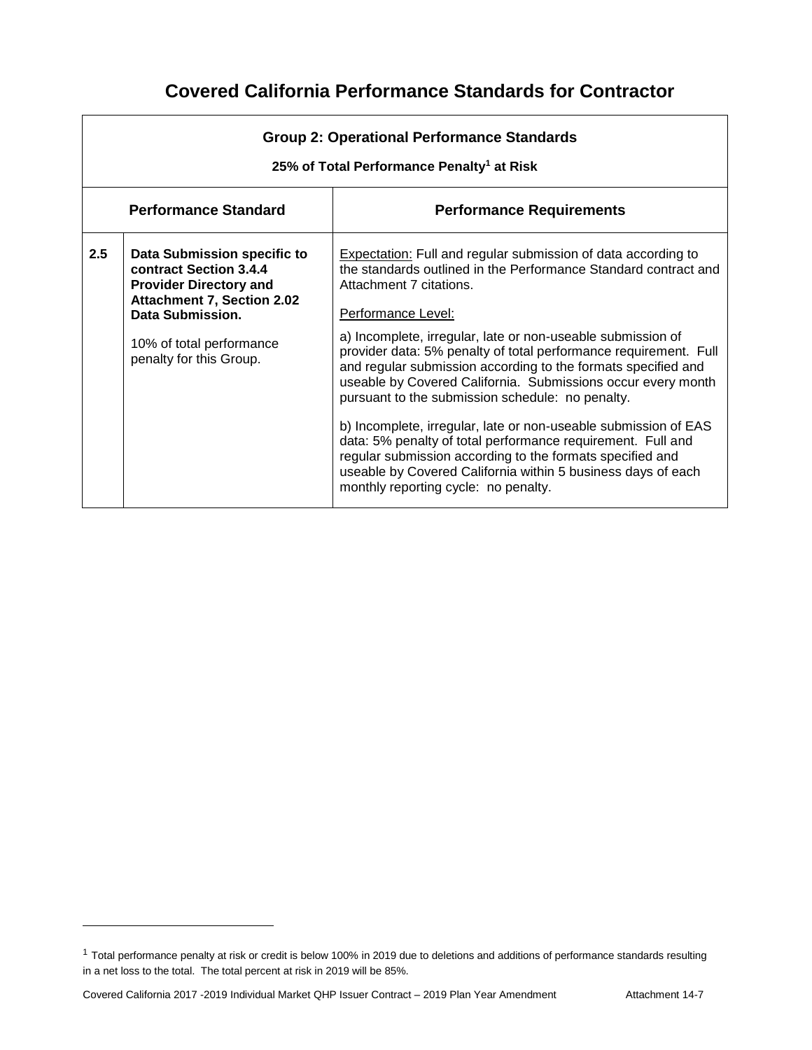# Covered California Performance Standards for Contractor

| Group 2: Operational Performance Standards<br>25% of Total Performance Penalty[1] at Risk | | |
|---|---|---|
| **Performance Standard** | | **Performance Requirements** |
| **2.5** | **Data Submission specific to contract Section 3.4.4 Provider Directory and Attachment 7, Section 2.02 Data Submission.**<br><br>10% of total performance penalty for this Group. | Expectation: Full and regular submission of data according to the standards outlined in the Performance Standard contract and Attachment 7 citations.<br><br>Performance Level:<br><br>a) Incomplete, irregular, late or non-useable submission of provider data: 5% penalty of total performance requirement. Full and regular submission according to the formats specified and useable by Covered California. Submissions occur every month pursuant to the submission schedule: no penalty.<br><br>b) Incomplete, irregular, late or non-useable submission of EAS data: 5% penalty of total performance requirement. Full and regular submission according to the formats specified and useable by Covered California within 5 business days of each monthly reporting cycle: no penalty. |

[1] Total performance penalty at risk or credit is below 100% in 2019 due to deletions and additions of performance standards resulting in a net loss to the total. The total percent at risk in 2019 will be 85%.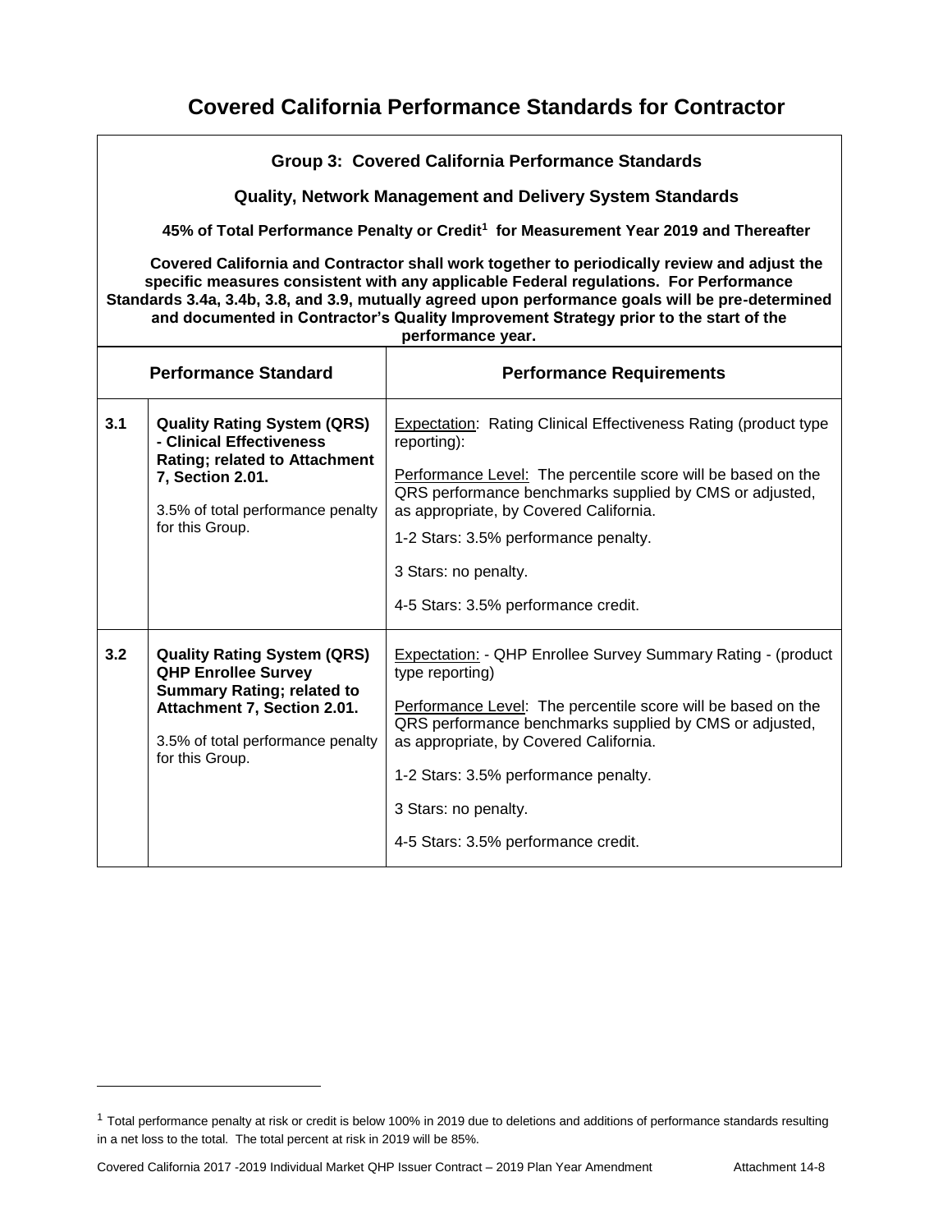# Covered California Performance Standards for Contractor

**Group 3: Covered California Performance Standards**

**Quality, Network Management and Delivery System Standards**

**45% of Total Performance Penalty or Credit[1] for Measurement Year 2019 and Thereafter**

**Covered California and Contractor shall work together to periodically review and adjust the specific measures consistent with any applicable Federal regulations. For Performance Standards 3.4a, 3.4b, 3.8, and 3.9, mutually agreed upon performance goals will be pre-determined and documented in Contractor's Quality Improvement Strategy prior to the start of the performance year.**

| Performance Standard | | Performance Requirements |
|---|---|---|
| **3.1** | **Quality Rating System (QRS) - Clinical Effectiveness Rating; related to Attachment 7, Section 2.01.**<br><br>3.5% of total performance penalty for this Group. | Expectation: Rating Clinical Effectiveness Rating (product type reporting):<br><br>Performance Level: The percentile score will be based on the QRS performance benchmarks supplied by CMS or adjusted, as appropriate, by Covered California.<br><br>1-2 Stars: 3.5% performance penalty.<br><br>3 Stars: no penalty.<br><br>4-5 Stars: 3.5% performance credit. |
| **3.2** | **Quality Rating System (QRS) QHP Enrollee Survey Summary Rating; related to Attachment 7, Section 2.01.**<br><br>3.5% of total performance penalty for this Group. | Expectation: - QHP Enrollee Survey Summary Rating - (product type reporting)<br><br>Performance Level: The percentile score will be based on the QRS performance benchmarks supplied by CMS or adjusted, as appropriate, by Covered California.<br><br>1-2 Stars: 3.5% performance penalty.<br><br>3 Stars: no penalty.<br><br>4-5 Stars: 3.5% performance credit. |

[1] Total performance penalty at risk or credit is below 100% in 2019 due to deletions and additions of performance standards resulting in a net loss to the total. The total percent at risk in 2019 will be 85%.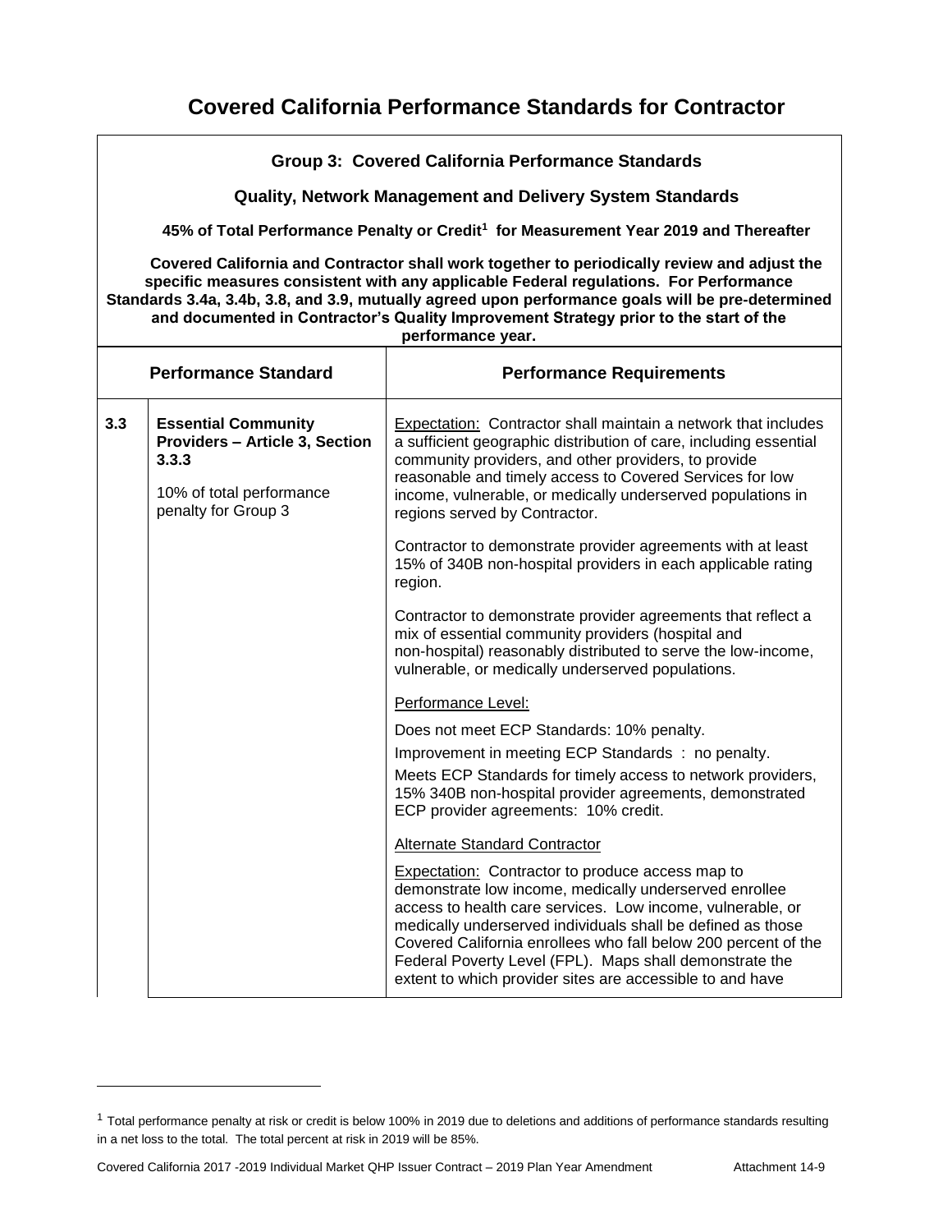# Covered California Performance Standards for Contractor

**Group 3: Covered California Performance Standards**

**Quality, Network Management and Delivery System Standards**

**45% of Total Performance Penalty or Credit[1] for Measurement Year 2019 and Thereafter**

**Covered California and Contractor shall work together to periodically review and adjust the specific measures consistent with any applicable Federal regulations. For Performance Standards 3.4a, 3.4b, 3.8, and 3.9, mutually agreed upon performance goals will be pre-determined and documented in Contractor's Quality Improvement Strategy prior to the start of the performance year.**

| Performance Standard | | Performance Requirements |
|---|---|---|
| **3.3** | **Essential Community Providers – Article 3, Section 3.3.3**<br><br>10% of total performance penalty for Group 3 | Expectation: Contractor shall maintain a network that includes a sufficient geographic distribution of care, including essential community providers, and other providers, to provide reasonable and timely access to Covered Services for low income, vulnerable, or medically underserved populations in regions served by Contractor.<br><br>Contractor to demonstrate provider agreements with at least 15% of 340B non-hospital providers in each applicable rating region.<br><br>Contractor to demonstrate provider agreements that reflect a mix of essential community providers (hospital and non-hospital) reasonably distributed to serve the low-income, vulnerable, or medically underserved populations.<br><br>Performance Level:<br><br>Does not meet ECP Standards: 10% penalty.<br><br>Improvement in meeting ECP Standards : no penalty.<br><br>Meets ECP Standards for timely access to network providers, 15% 340B non-hospital provider agreements, demonstrated ECP provider agreements: 10% credit.<br><br>Alternate Standard Contractor<br><br>Expectation: Contractor to produce access map to demonstrate low income, medically underserved enrollee access to health care services. Low income, vulnerable, or medically underserved individuals shall be defined as those Covered California enrollees who fall below 200 percent of the Federal Poverty Level (FPL). Maps shall demonstrate the extent to which provider sites are accessible to and have |

[1] Total performance penalty at risk or credit is below 100% in 2019 due to deletions and additions of performance standards resulting in a net loss to the total. The total percent at risk in 2019 will be 85%.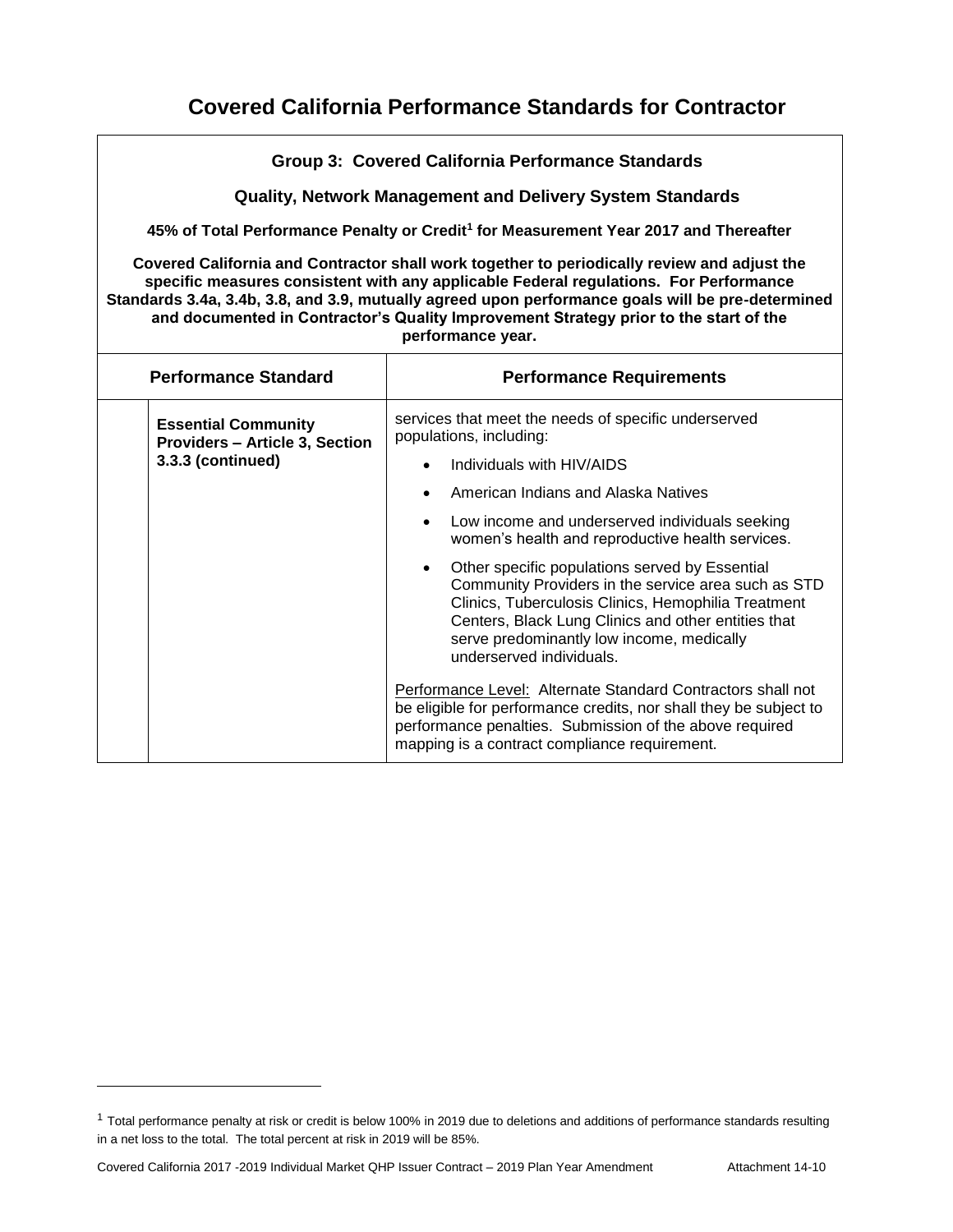# Covered California Performance Standards for Contractor

**Group 3: Covered California Performance Standards**

**Quality, Network Management and Delivery System Standards**

**45% of Total Performance Penalty or Credit[1] for Measurement Year 2017 and Thereafter**

**Covered California and Contractor shall work together to periodically review and adjust the specific measures consistent with any applicable Federal regulations. For Performance Standards 3.4a, 3.4b, 3.8, and 3.9, mutually agreed upon performance goals will be pre-determined and documented in Contractor's Quality Improvement Strategy prior to the start of the performance year.**

| | Performance Standard | Performance Requirements |
|---|---|---|
| | **Essential Community Providers – Article 3, Section 3.3.3 (continued)** | services that meet the needs of specific underserved populations, including:<br>• Individuals with HIV/AIDS<br>• American Indians and Alaska Natives<br>• Low income and underserved individuals seeking women's health and reproductive health services.<br>• Other specific populations served by Essential Community Providers in the service area such as STD Clinics, Tuberculosis Clinics, Hemophilia Treatment Centers, Black Lung Clinics and other entities that serve predominantly low income, medically underserved individuals.<br><br>Performance Level: Alternate Standard Contractors shall not be eligible for performance credits, nor shall they be subject to performance penalties. Submission of the above required mapping is a contract compliance requirement. |

[1] Total performance penalty at risk or credit is below 100% in 2019 due to deletions and additions of performance standards resulting in a net loss to the total. The total percent at risk in 2019 will be 85%.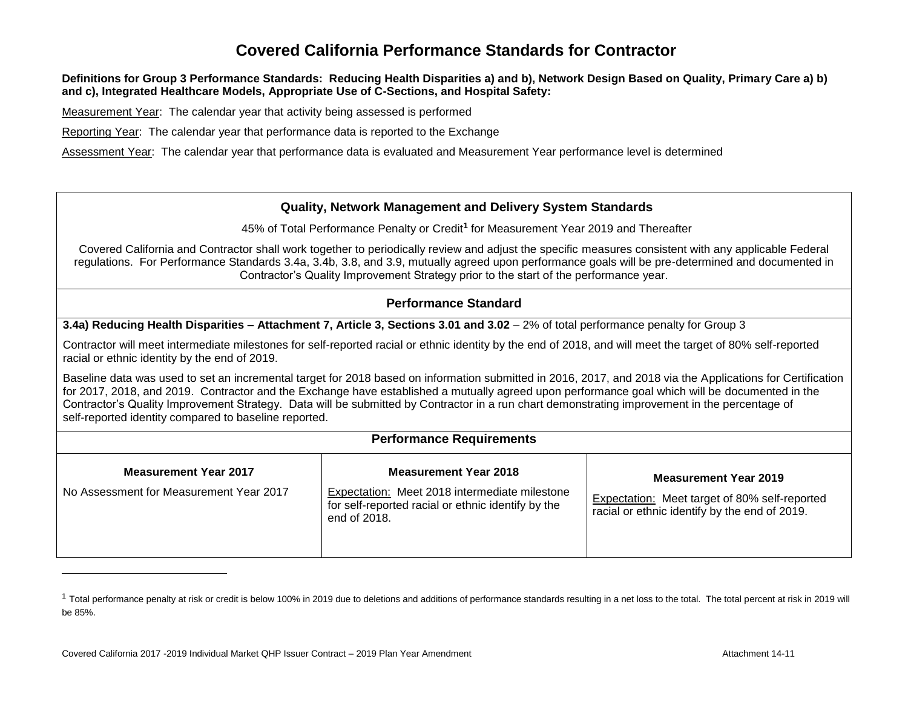# Covered California Performance Standards for Contractor

**Definitions for Group 3 Performance Standards: Reducing Health Disparities a) and b), Network Design Based on Quality, Primary Care a) b) and c), Integrated Healthcare Models, Appropriate Use of C-Sections, and Hospital Safety:**

Measurement Year: The calendar year that activity being assessed is performed

Reporting Year: The calendar year that performance data is reported to the Exchange

Assessment Year: The calendar year that performance data is evaluated and Measurement Year performance level is determined

## Quality, Network Management and Delivery System Standards

45% of Total Performance Penalty or Credit[1] for Measurement Year 2019 and Thereafter

Covered California and Contractor shall work together to periodically review and adjust the specific measures consistent with any applicable Federal regulations. For Performance Standards 3.4a, 3.4b, 3.8, and 3.9, mutually agreed upon performance goals will be pre-determined and documented in Contractor's Quality Improvement Strategy prior to the start of the performance year.

### Performance Standard

**3.4a) Reducing Health Disparities – Attachment 7, Article 3, Sections 3.01 and 3.02** – 2% of total performance penalty for Group 3

Contractor will meet intermediate milestones for self-reported racial or ethnic identity by the end of 2018, and will meet the target of 80% self-reported racial or ethnic identity by the end of 2019.

Baseline data was used to set an incremental target for 2018 based on information submitted in 2016, 2017, and 2018 via the Applications for Certification for 2017, 2018, and 2019. Contractor and the Exchange have established a mutually agreed upon performance goal which will be documented in the Contractor's Quality Improvement Strategy. Data will be submitted by Contractor in a run chart demonstrating improvement in the percentage of self-reported identity compared to baseline reported.

### Performance Requirements

| Measurement Year 2017 | Measurement Year 2018 | Measurement Year 2019 |
|---|---|---|
| No Assessment for Measurement Year 2017 | Expectation: Meet 2018 intermediate milestone for self-reported racial or ethnic identify by the end of 2018. | Expectation: Meet target of 80% self-reported racial or ethnic identify by the end of 2019. |

[1] Total performance penalty at risk or credit is below 100% in 2019 due to deletions and additions of performance standards resulting in a net loss to the total. The total percent at risk in 2019 will be 85%.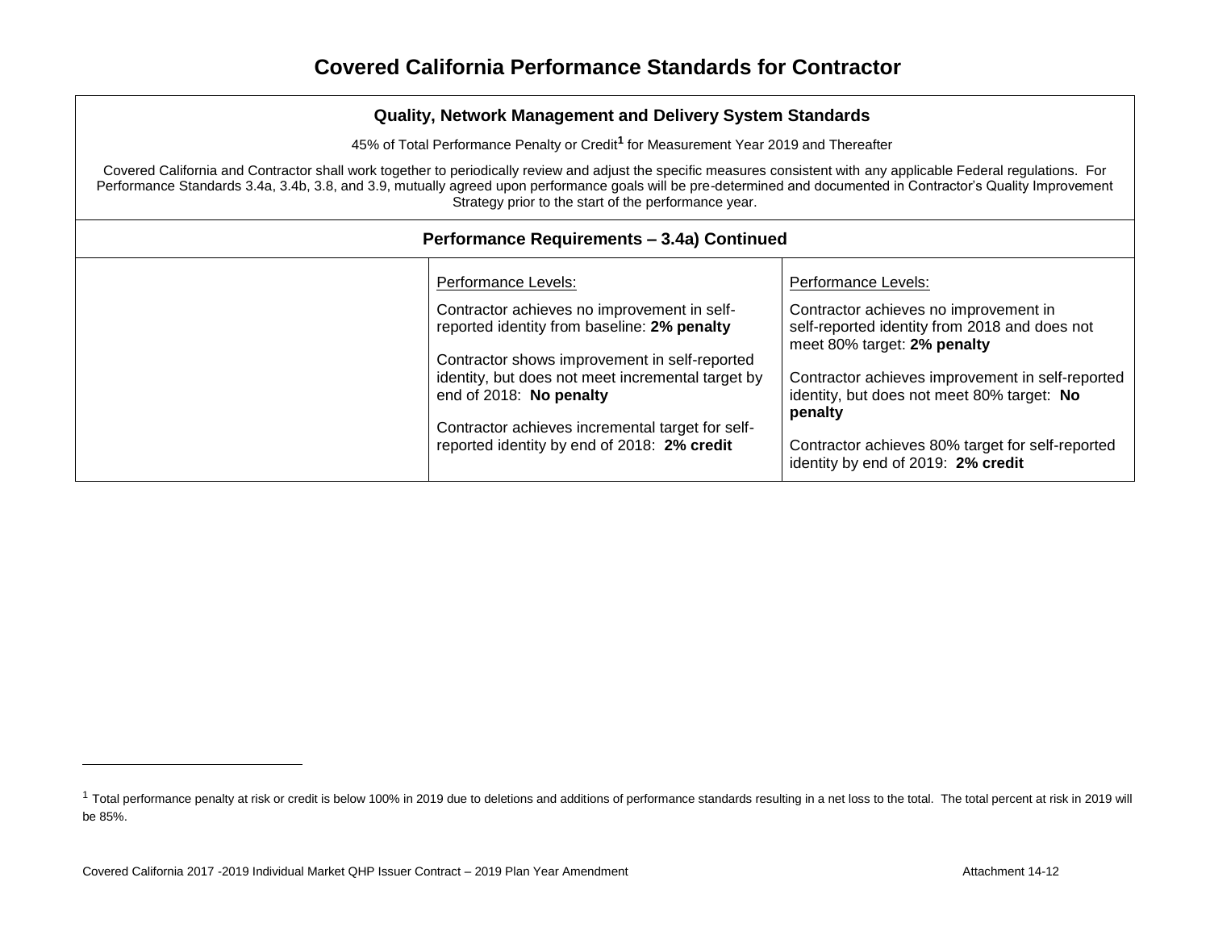# Covered California Performance Standards for Contractor

## Quality, Network Management and Delivery System Standards

45% of Total Performance Penalty or Credit[1] for Measurement Year 2019 and Thereafter

Covered California and Contractor shall work together to periodically review and adjust the specific measures consistent with any applicable Federal regulations. For Performance Standards 3.4a, 3.4b, 3.8, and 3.9, mutually agreed upon performance goals will be pre-determined and documented in Contractor's Quality Improvement Strategy prior to the start of the performance year.

### Performance Requirements – 3.4a) Continued

| | | |
|---|---|---|
| | Performance Levels:<br><br>Contractor achieves no improvement in self-reported identity from baseline: **2% penalty**<br><br>Contractor shows improvement in self-reported identity, but does not meet incremental target by end of 2018: **No penalty**<br><br>Contractor achieves incremental target for self-reported identity by end of 2018: **2% credit** | Performance Levels:<br><br>Contractor achieves no improvement in self-reported identity from 2018 and does not meet 80% target: **2% penalty**<br><br>Contractor achieves improvement in self-reported identity, but does not meet 80% target: **No penalty**<br><br>Contractor achieves 80% target for self-reported identity by end of 2019: **2% credit** |

[1] Total performance penalty at risk or credit is below 100% in 2019 due to deletions and additions of performance standards resulting in a net loss to the total. The total percent at risk in 2019 will be 85%.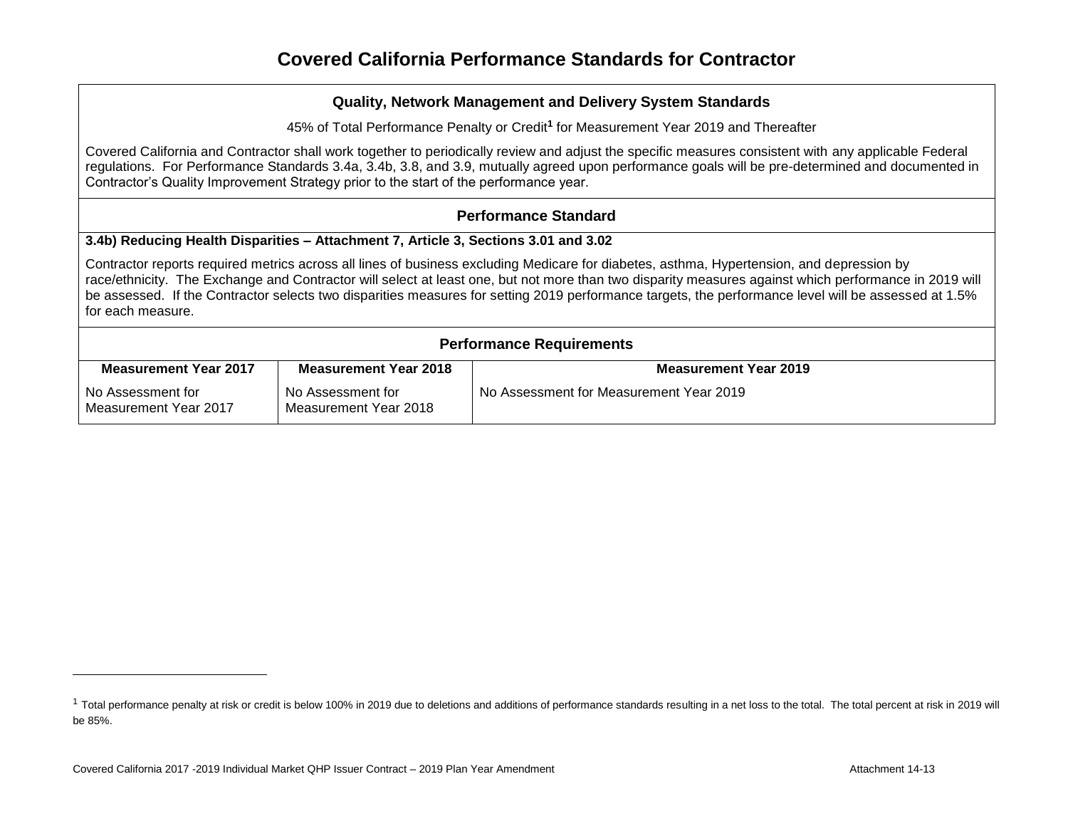# Covered California Performance Standards for Contractor

## Quality, Network Management and Delivery System Standards

45% of Total Performance Penalty or Credit[1] for Measurement Year 2019 and Thereafter

Covered California and Contractor shall work together to periodically review and adjust the specific measures consistent with any applicable Federal regulations. For Performance Standards 3.4a, 3.4b, 3.8, and 3.9, mutually agreed upon performance goals will be pre-determined and documented in Contractor's Quality Improvement Strategy prior to the start of the performance year.

### Performance Standard

**3.4b) Reducing Health Disparities – Attachment 7, Article 3, Sections 3.01 and 3.02**

Contractor reports required metrics across all lines of business excluding Medicare for diabetes, asthma, Hypertension, and depression by race/ethnicity. The Exchange and Contractor will select at least one, but not more than two disparity measures against which performance in 2019 will be assessed. If the Contractor selects two disparities measures for setting 2019 performance targets, the performance level will be assessed at 1.5% for each measure.

### Performance Requirements

| Measurement Year 2017 | Measurement Year 2018 | Measurement Year 2019 |
|---|---|---|
| No Assessment for Measurement Year 2017 | No Assessment for Measurement Year 2018 | No Assessment for Measurement Year 2019 |

[1] Total performance penalty at risk or credit is below 100% in 2019 due to deletions and additions of performance standards resulting in a net loss to the total. The total percent at risk in 2019 will be 85%.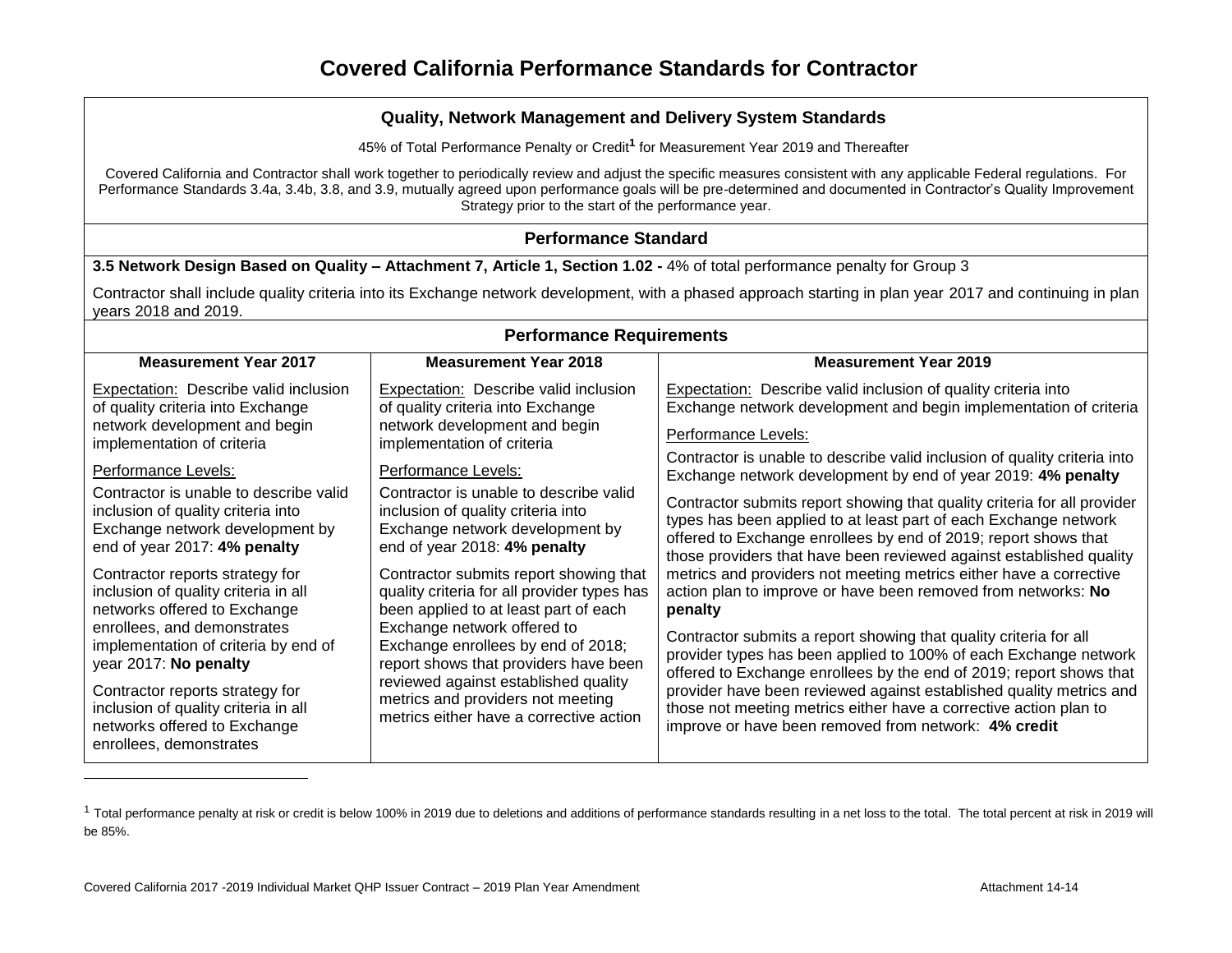# Covered California Performance Standards for Contractor

## Quality, Network Management and Delivery System Standards

45% of Total Performance Penalty or Credit[1] for Measurement Year 2019 and Thereafter

Covered California and Contractor shall work together to periodically review and adjust the specific measures consistent with any applicable Federal regulations. For Performance Standards 3.4a, 3.4b, 3.8, and 3.9, mutually agreed upon performance goals will be pre-determined and documented in Contractor's Quality Improvement Strategy prior to the start of the performance year.

### Performance Standard

**3.5 Network Design Based on Quality – Attachment 7, Article 1, Section 1.02 -** 4% of total performance penalty for Group 3

Contractor shall include quality criteria into its Exchange network development, with a phased approach starting in plan year 2017 and continuing in plan years 2018 and 2019.

### Performance Requirements

| Measurement Year 2017 | Measurement Year 2018 | Measurement Year 2019 |
|---|---|---|
| Expectation: Describe valid inclusion of quality criteria into Exchange network development and begin implementation of criteria<br><br>Performance Levels:<br><br>Contractor is unable to describe valid inclusion of quality criteria into Exchange network development by end of year 2017: **4% penalty**<br><br>Contractor reports strategy for inclusion of quality criteria in all networks offered to Exchange enrollees, and demonstrates implementation of criteria by end of year 2017: **No penalty**<br><br>Contractor reports strategy for inclusion of quality criteria in all networks offered to Exchange enrollees, demonstrates | Expectation: Describe valid inclusion of quality criteria into Exchange network development and begin implementation of criteria<br><br>Performance Levels:<br><br>Contractor is unable to describe valid inclusion of quality criteria into Exchange network development by end of year 2018: **4% penalty**<br><br>Contractor submits report showing that quality criteria for all provider types has been applied to at least part of each Exchange network offered to Exchange enrollees by end of 2018; report shows that providers have been reviewed against established quality metrics and providers not meeting metrics either have a corrective action | Expectation: Describe valid inclusion of quality criteria into Exchange network development and begin implementation of criteria<br><br>Performance Levels:<br><br>Contractor is unable to describe valid inclusion of quality criteria into Exchange network development by end of year 2019: **4% penalty**<br><br>Contractor submits report showing that quality criteria for all provider types has been applied to at least part of each Exchange network offered to Exchange enrollees by end of 2019; report shows that those providers that have been reviewed against established quality metrics and providers not meeting metrics either have a corrective action plan to improve or have been removed from networks: **No penalty**<br><br>Contractor submits a report showing that quality criteria for all provider types has been applied to 100% of each Exchange network offered to Exchange enrollees by the end of 2019; report shows that provider have been reviewed against established quality metrics and those not meeting metrics either have a corrective action plan to improve or have been removed from network: **4% credit** |

[1] Total performance penalty at risk or credit is below 100% in 2019 due to deletions and additions of performance standards resulting in a net loss to the total. The total percent at risk in 2019 will be 85%.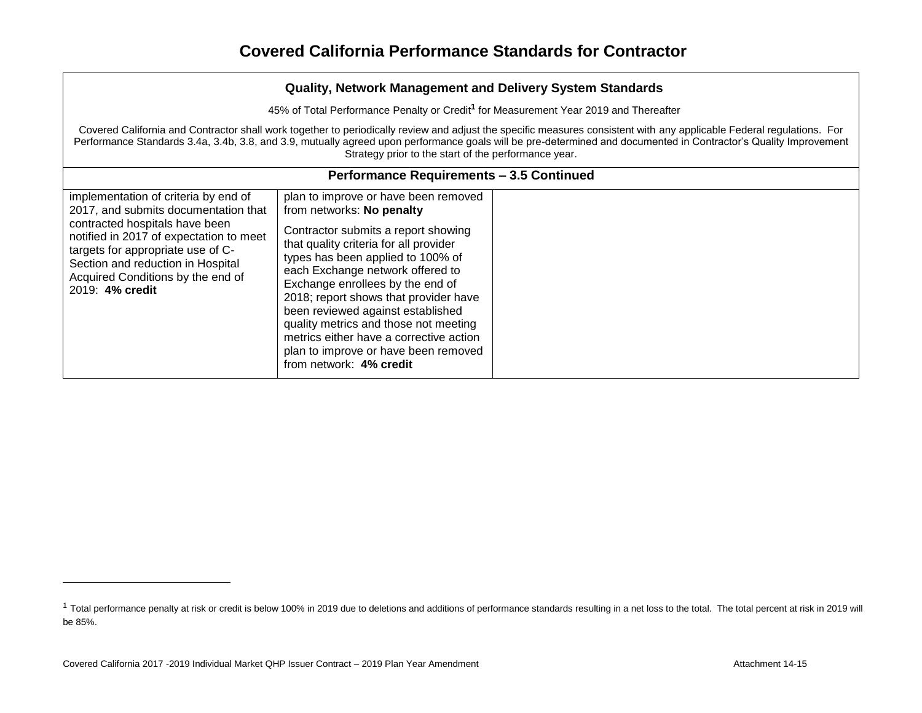# Covered California Performance Standards for Contractor

| Quality, Network Management and Delivery System Standards | | |
|---|---|---|
| 45% of Total Performance Penalty or Credit[1] for Measurement Year 2019 and Thereafter | | |
| Covered California and Contractor shall work together to periodically review and adjust the specific measures consistent with any applicable Federal regulations. For Performance Standards 3.4a, 3.4b, 3.8, and 3.9, mutually agreed upon performance goals will be pre-determined and documented in Contractor's Quality Improvement Strategy prior to the start of the performance year. | | |
| **Performance Requirements – 3.5 Continued** | | |
| implementation of criteria by end of 2017, and submits documentation that contracted hospitals have been notified in 2017 of expectation to meet targets for appropriate use of C-Section and reduction in Hospital Acquired Conditions by the end of 2019: **4% credit** | plan to improve or have been removed from networks: **No penalty**<br><br>Contractor submits a report showing that quality criteria for all provider types has been applied to 100% of each Exchange network offered to Exchange enrollees by the end of 2018; report shows that provider have been reviewed against established quality metrics and those not meeting metrics either have a corrective action plan to improve or have been removed from network: **4% credit** | |

[1] Total performance penalty at risk or credit is below 100% in 2019 due to deletions and additions of performance standards resulting in a net loss to the total. The total percent at risk in 2019 will be 85%.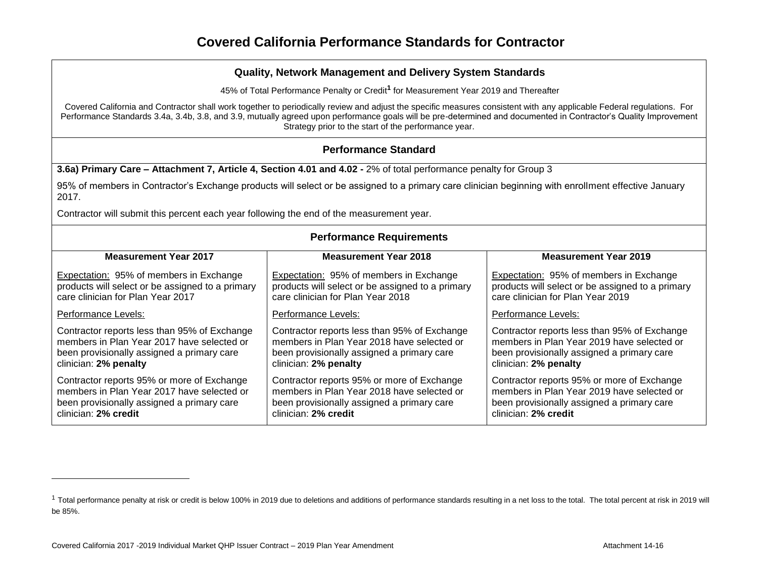# Covered California Performance Standards for Contractor

## Quality, Network Management and Delivery System Standards

45% of Total Performance Penalty or Credit[1] for Measurement Year 2019 and Thereafter

Covered California and Contractor shall work together to periodically review and adjust the specific measures consistent with any applicable Federal regulations. For Performance Standards 3.4a, 3.4b, 3.8, and 3.9, mutually agreed upon performance goals will be pre-determined and documented in Contractor's Quality Improvement Strategy prior to the start of the performance year.

## Performance Standard

**3.6a) Primary Care – Attachment 7, Article 4, Section 4.01 and 4.02 -** 2% of total performance penalty for Group 3

95% of members in Contractor's Exchange products will select or be assigned to a primary care clinician beginning with enrollment effective January 2017.

Contractor will submit this percent each year following the end of the measurement year.

## Performance Requirements

| Measurement Year 2017 | Measurement Year 2018 | Measurement Year 2019 |
|---|---|---|
| <u>Expectation:</u> 95% of members in Exchange products will select or be assigned to a primary care clinician for Plan Year 2017 | <u>Expectation:</u> 95% of members in Exchange products will select or be assigned to a primary care clinician for Plan Year 2018 | <u>Expectation:</u> 95% of members in Exchange products will select or be assigned to a primary care clinician for Plan Year 2019 |
| <u>Performance Levels:</u> | <u>Performance Levels:</u> | <u>Performance Levels:</u> |
| Contractor reports less than 95% of Exchange members in Plan Year 2017 have selected or been provisionally assigned a primary care clinician: **2% penalty** | Contractor reports less than 95% of Exchange members in Plan Year 2018 have selected or been provisionally assigned a primary care clinician: **2% penalty** | Contractor reports less than 95% of Exchange members in Plan Year 2019 have selected or been provisionally assigned a primary care clinician: **2% penalty** |
| Contractor reports 95% or more of Exchange members in Plan Year 2017 have selected or been provisionally assigned a primary care clinician: **2% credit** | Contractor reports 95% or more of Exchange members in Plan Year 2018 have selected or been provisionally assigned a primary care clinician: **2% credit** | Contractor reports 95% or more of Exchange members in Plan Year 2019 have selected or been provisionally assigned a primary care clinician: **2% credit** |

---

[1] Total performance penalty at risk or credit is below 100% in 2019 due to deletions and additions of performance standards resulting in a net loss to the total. The total percent at risk in 2019 will be 85%.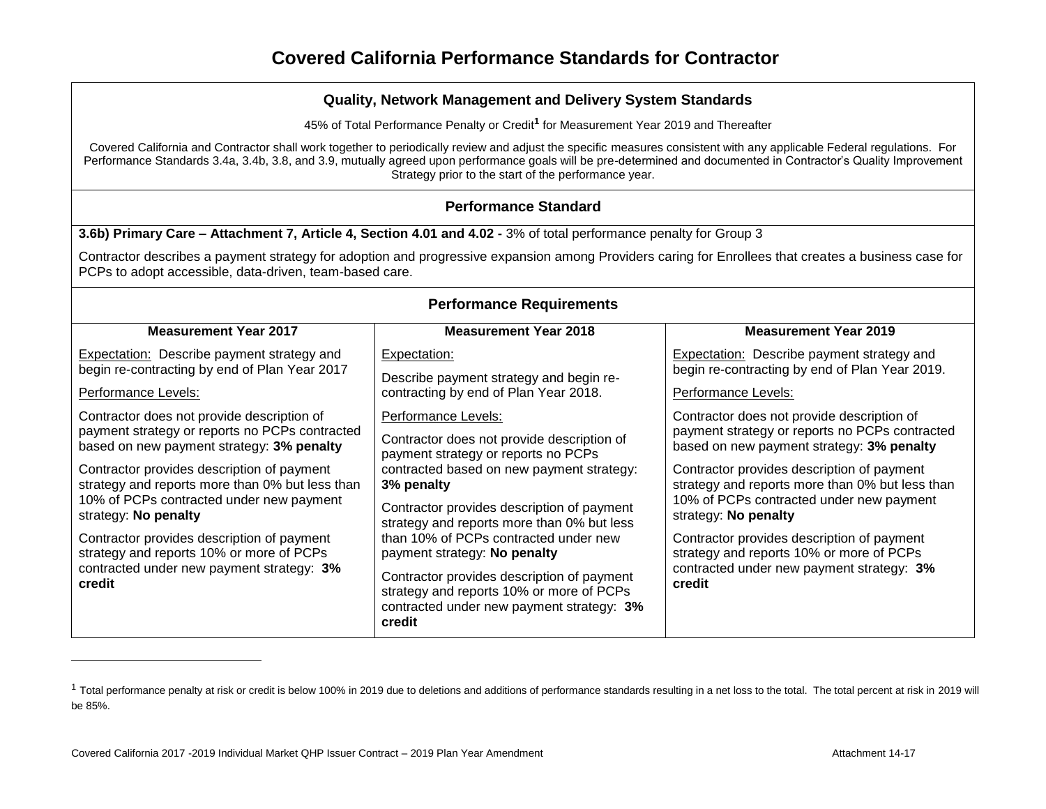# Covered California Performance Standards for Contractor

## Quality, Network Management and Delivery System Standards

45% of Total Performance Penalty or Credit[1] for Measurement Year 2019 and Thereafter

Covered California and Contractor shall work together to periodically review and adjust the specific measures consistent with any applicable Federal regulations. For Performance Standards 3.4a, 3.4b, 3.8, and 3.9, mutually agreed upon performance goals will be pre-determined and documented in Contractor's Quality Improvement Strategy prior to the start of the performance year.

## Performance Standard

**3.6b) Primary Care – Attachment 7, Article 4, Section 4.01 and 4.02 -** 3% of total performance penalty for Group 3

Contractor describes a payment strategy for adoption and progressive expansion among Providers caring for Enrollees that creates a business case for PCPs to adopt accessible, data-driven, team-based care.

## Performance Requirements

| Measurement Year 2017 | Measurement Year 2018 | Measurement Year 2019 |
|---|---|---|
| Expectation: Describe payment strategy and begin re-contracting by end of Plan Year 2017<br><br>Performance Levels:<br><br>Contractor does not provide description of payment strategy or reports no PCPs contracted based on new payment strategy: **3% penalty**<br><br>Contractor provides description of payment strategy and reports more than 0% but less than 10% of PCPs contracted under new payment strategy: **No penalty**<br><br>Contractor provides description of payment strategy and reports 10% or more of PCPs contracted under new payment strategy: **3% credit** | Expectation:<br><br>Describe payment strategy and begin re-contracting by end of Plan Year 2018.<br><br>Performance Levels:<br><br>Contractor does not provide description of payment strategy or reports no PCPs contracted based on new payment strategy: **3% penalty**<br><br>Contractor provides description of payment strategy and reports more than 0% but less than 10% of PCPs contracted under new payment strategy: **No penalty**<br><br>Contractor provides description of payment strategy and reports 10% or more of PCPs contracted under new payment strategy: **3% credit** | Expectation: Describe payment strategy and begin re-contracting by end of Plan Year 2019.<br><br>Performance Levels:<br><br>Contractor does not provide description of payment strategy or reports no PCPs contracted based on new payment strategy: **3% penalty**<br><br>Contractor provides description of payment strategy and reports more than 0% but less than 10% of PCPs contracted under new payment strategy: **No penalty**<br><br>Contractor provides description of payment strategy and reports 10% or more of PCPs contracted under new payment strategy: **3% credit** |

[1] Total performance penalty at risk or credit is below 100% in 2019 due to deletions and additions of performance standards resulting in a net loss to the total. The total percent at risk in 2019 will be 85%.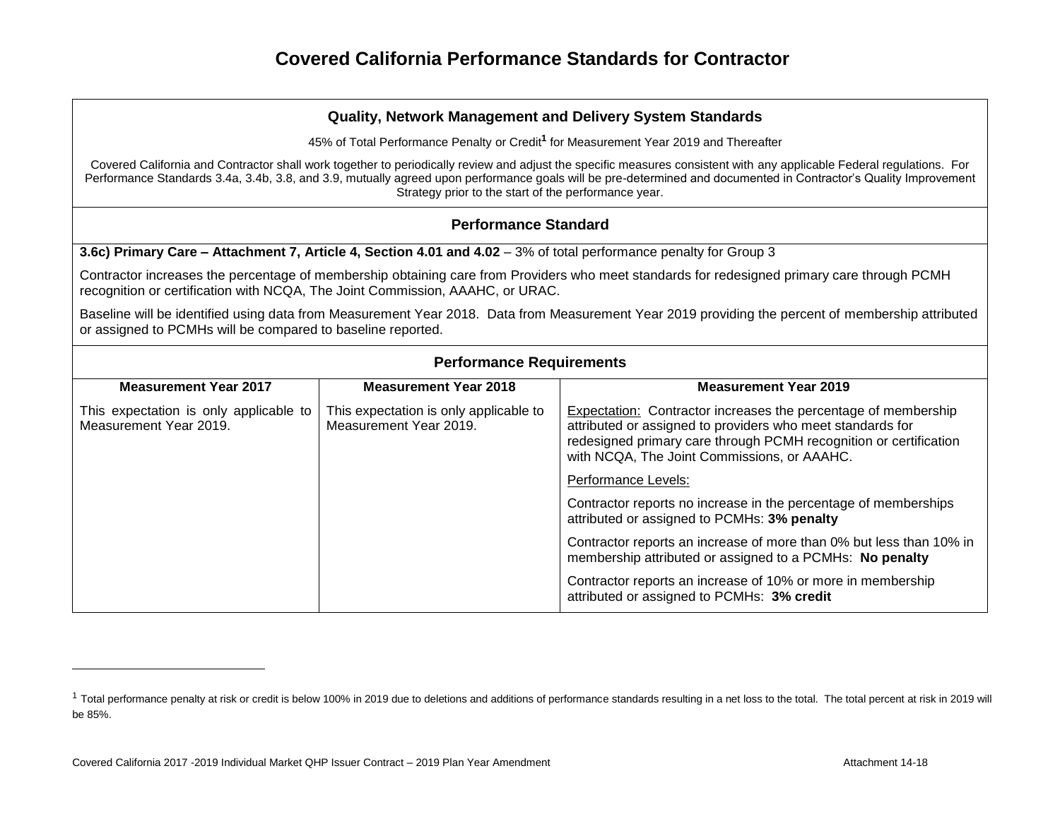# Covered California Performance Standards for Contractor

### Quality, Network Management and Delivery System Standards

45% of Total Performance Penalty or Credit[1] for Measurement Year 2019 and Thereafter

Covered California and Contractor shall work together to periodically review and adjust the specific measures consistent with any applicable Federal regulations. For Performance Standards 3.4a, 3.4b, 3.8, and 3.9, mutually agreed upon performance goals will be pre-determined and documented in Contractor's Quality Improvement Strategy prior to the start of the performance year.

### Performance Standard

**3.6c) Primary Care – Attachment 7, Article 4, Section 4.01 and 4.02** – 3% of total performance penalty for Group 3

Contractor increases the percentage of membership obtaining care from Providers who meet standards for redesigned primary care through PCMH recognition or certification with NCQA, The Joint Commission, AAAHC, or URAC.

Baseline will be identified using data from Measurement Year 2018. Data from Measurement Year 2019 providing the percent of membership attributed or assigned to PCMHs will be compared to baseline reported.

### Performance Requirements

| Measurement Year 2017 | Measurement Year 2018 | Measurement Year 2019 |
|---|---|---|
| This expectation is only applicable to Measurement Year 2019. | This expectation is only applicable to Measurement Year 2019. | Expectation: Contractor increases the percentage of membership attributed or assigned to providers who meet standards for redesigned primary care through PCMH recognition or certification with NCQA, The Joint Commissions, or AAAHC.<br><br>Performance Levels:<br><br>Contractor reports no increase in the percentage of memberships attributed or assigned to PCMHs: **3% penalty**<br><br>Contractor reports an increase of more than 0% but less than 10% in membership attributed or assigned to a PCMHs: **No penalty**<br><br>Contractor reports an increase of 10% or more in membership attributed or assigned to PCMHs: **3% credit** |

[1] Total performance penalty at risk or credit is below 100% in 2019 due to deletions and additions of performance standards resulting in a net loss to the total. The total percent at risk in 2019 will be 85%.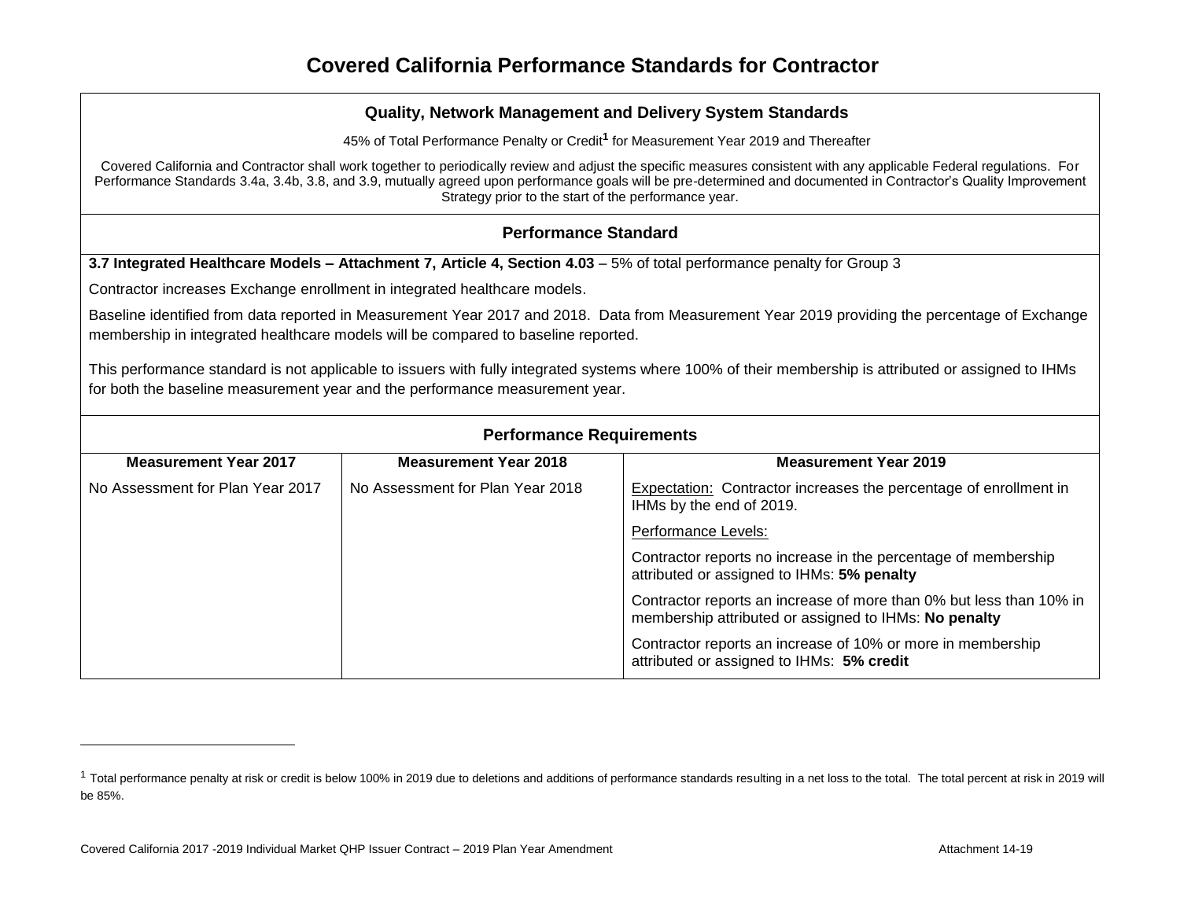# Covered California Performance Standards for Contractor

## Quality, Network Management and Delivery System Standards

45% of Total Performance Penalty or Credit[1] for Measurement Year 2019 and Thereafter

Covered California and Contractor shall work together to periodically review and adjust the specific measures consistent with any applicable Federal regulations. For Performance Standards 3.4a, 3.4b, 3.8, and 3.9, mutually agreed upon performance goals will be pre-determined and documented in Contractor's Quality Improvement Strategy prior to the start of the performance year.

## Performance Standard

**3.7 Integrated Healthcare Models – Attachment 7, Article 4, Section 4.03** – 5% of total performance penalty for Group 3

Contractor increases Exchange enrollment in integrated healthcare models.

Baseline identified from data reported in Measurement Year 2017 and 2018. Data from Measurement Year 2019 providing the percentage of Exchange membership in integrated healthcare models will be compared to baseline reported.

This performance standard is not applicable to issuers with fully integrated systems where 100% of their membership is attributed or assigned to IHMs for both the baseline measurement year and the performance measurement year.

## Performance Requirements

| Measurement Year 2017 | Measurement Year 2018 | Measurement Year 2019 |
|---|---|---|
| No Assessment for Plan Year 2017 | No Assessment for Plan Year 2018 | Expectation: Contractor increases the percentage of enrollment in IHMs by the end of 2019.<br><br>Performance Levels:<br><br>Contractor reports no increase in the percentage of membership attributed or assigned to IHMs: **5% penalty**<br><br>Contractor reports an increase of more than 0% but less than 10% in membership attributed or assigned to IHMs: **No penalty**<br><br>Contractor reports an increase of 10% or more in membership attributed or assigned to IHMs: **5% credit** |

[1] Total performance penalty at risk or credit is below 100% in 2019 due to deletions and additions of performance standards resulting in a net loss to the total. The total percent at risk in 2019 will be 85%.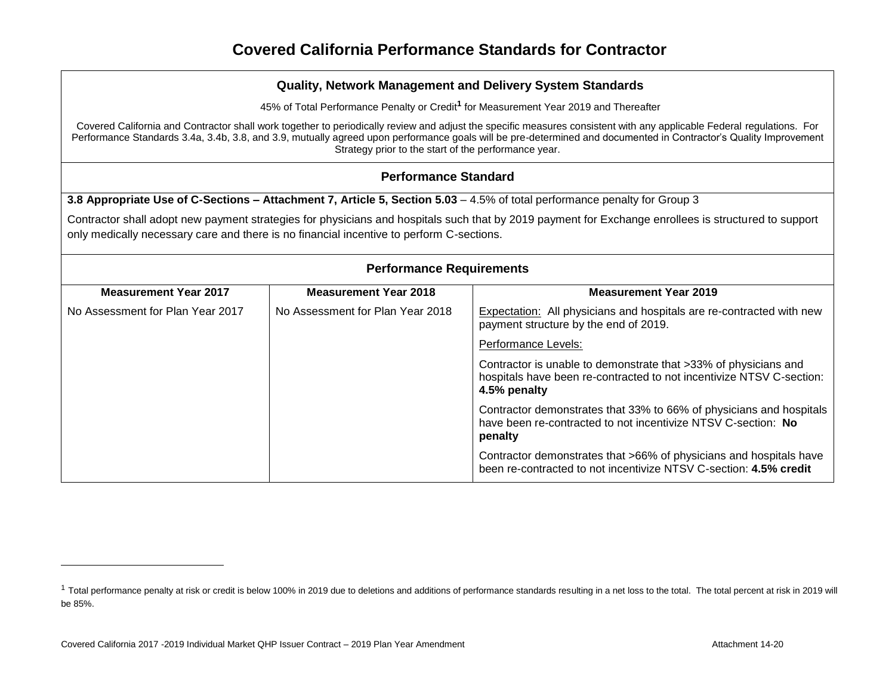# Covered California Performance Standards for Contractor

## Quality, Network Management and Delivery System Standards

45% of Total Performance Penalty or Credit[1] for Measurement Year 2019 and Thereafter

Covered California and Contractor shall work together to periodically review and adjust the specific measures consistent with any applicable Federal regulations. For Performance Standards 3.4a, 3.4b, 3.8, and 3.9, mutually agreed upon performance goals will be pre-determined and documented in Contractor's Quality Improvement Strategy prior to the start of the performance year.

## Performance Standard

**3.8 Appropriate Use of C-Sections – Attachment 7, Article 5, Section 5.03** – 4.5% of total performance penalty for Group 3

Contractor shall adopt new payment strategies for physicians and hospitals such that by 2019 payment for Exchange enrollees is structured to support only medically necessary care and there is no financial incentive to perform C-sections.

## Performance Requirements

| Measurement Year 2017 | Measurement Year 2018 | Measurement Year 2019 |
|---|---|---|
| No Assessment for Plan Year 2017 | No Assessment for Plan Year 2018 | Expectation: All physicians and hospitals are re-contracted with new payment structure by the end of 2019. |
| | | Performance Levels: |
| | | Contractor is unable to demonstrate that >33% of physicians and hospitals have been re-contracted to not incentivize NTSV C-section: **4.5% penalty** |
| | | Contractor demonstrates that 33% to 66% of physicians and hospitals have been re-contracted to not incentivize NTSV C-section: **No penalty** |
| | | Contractor demonstrates that >66% of physicians and hospitals have been re-contracted to not incentivize NTSV C-section: **4.5% credit** |

[1] Total performance penalty at risk or credit is below 100% in 2019 due to deletions and additions of performance standards resulting in a net loss to the total. The total percent at risk in 2019 will be 85%.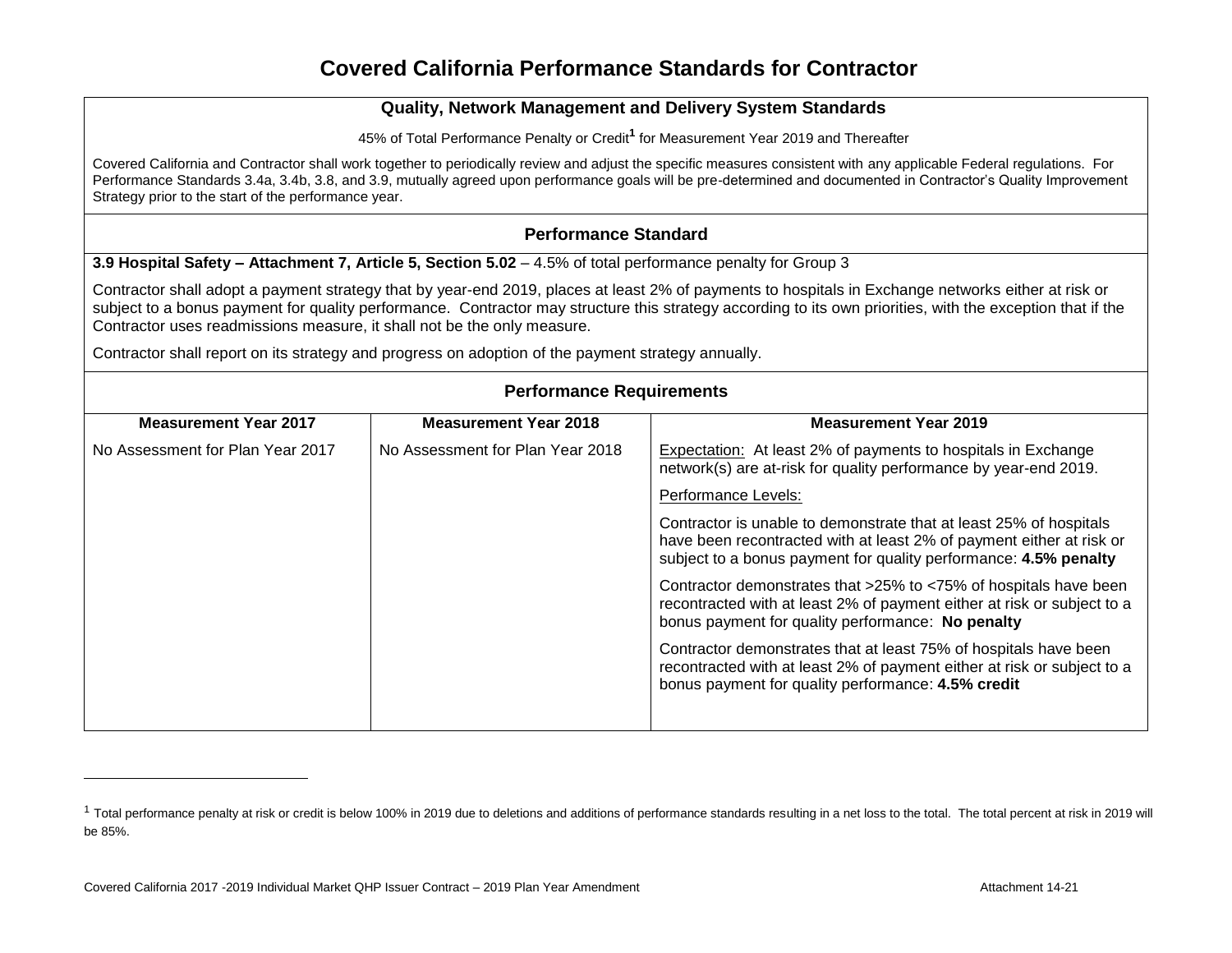# Covered California Performance Standards for Contractor

## Quality, Network Management and Delivery System Standards

45% of Total Performance Penalty or Credit[1] for Measurement Year 2019 and Thereafter

Covered California and Contractor shall work together to periodically review and adjust the specific measures consistent with any applicable Federal regulations. For Performance Standards 3.4a, 3.4b, 3.8, and 3.9, mutually agreed upon performance goals will be pre-determined and documented in Contractor's Quality Improvement Strategy prior to the start of the performance year.

## Performance Standard

**3.9 Hospital Safety – Attachment 7, Article 5, Section 5.02** – 4.5% of total performance penalty for Group 3

Contractor shall adopt a payment strategy that by year-end 2019, places at least 2% of payments to hospitals in Exchange networks either at risk or subject to a bonus payment for quality performance. Contractor may structure this strategy according to its own priorities, with the exception that if the Contractor uses readmissions measure, it shall not be the only measure.

Contractor shall report on its strategy and progress on adoption of the payment strategy annually.

## Performance Requirements

| Measurement Year 2017 | Measurement Year 2018 | Measurement Year 2019 |
|---|---|---|
| No Assessment for Plan Year 2017 | No Assessment for Plan Year 2018 | Expectation: At least 2% of payments to hospitals in Exchange network(s) are at-risk for quality performance by year-end 2019.<br><br>Performance Levels:<br><br>Contractor is unable to demonstrate that at least 25% of hospitals have been recontracted with at least 2% of payment either at risk or subject to a bonus payment for quality performance: **4.5% penalty**<br><br>Contractor demonstrates that >25% to <75% of hospitals have been recontracted with at least 2% of payment either at risk or subject to a bonus payment for quality performance: **No penalty**<br><br>Contractor demonstrates that at least 75% of hospitals have been recontracted with at least 2% of payment either at risk or subject to a bonus payment for quality performance: **4.5% credit** |

[1] Total performance penalty at risk or credit is below 100% in 2019 due to deletions and additions of performance standards resulting in a net loss to the total. The total percent at risk in 2019 will be 85%.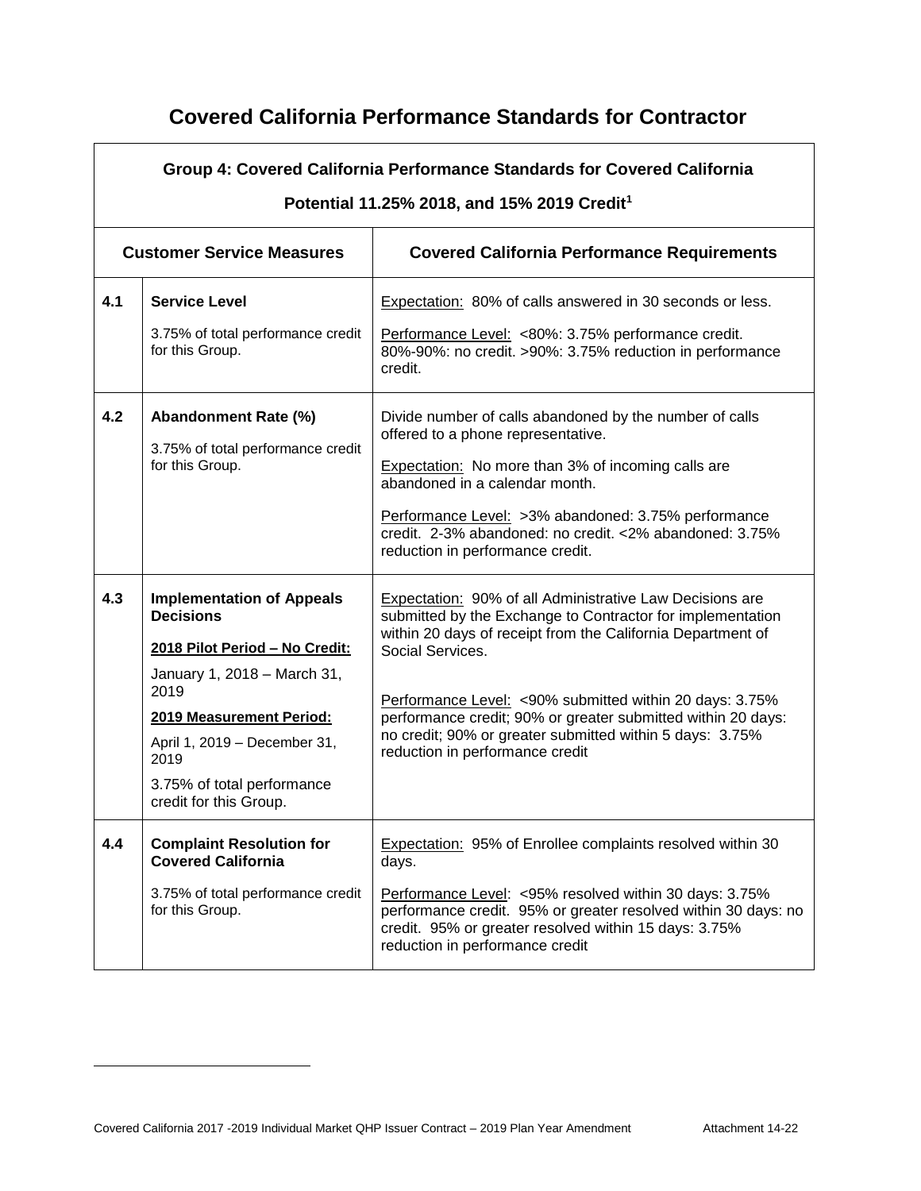# Covered California Performance Standards for Contractor

| Group 4: Covered California Performance Standards for Covered California<br>Potential 11.25% 2018, and 15% 2019 Credit[1] | | |
|---|---|---|
| **Customer Service Measures** | | **Covered California Performance Requirements** |
| **4.1** | **Service Level**<br>3.75% of total performance credit for this Group. | Expectation: 80% of calls answered in 30 seconds or less.<br>Performance Level: <80%: 3.75% performance credit. 80%-90%: no credit. >90%: 3.75% reduction in performance credit. |
| **4.2** | **Abandonment Rate (%)**<br>3.75% of total performance credit for this Group. | Divide number of calls abandoned by the number of calls offered to a phone representative.<br>Expectation: No more than 3% of incoming calls are abandoned in a calendar month.<br>Performance Level: >3% abandoned: 3.75% performance credit. 2-3% abandoned: no credit. <2% abandoned: 3.75% reduction in performance credit. |
| **4.3** | **Implementation of Appeals Decisions**<br>**2018 Pilot Period – No Credit:**<br>January 1, 2018 – March 31, 2019<br>**2019 Measurement Period:**<br>April 1, 2019 – December 31, 2019<br>3.75% of total performance credit for this Group. | Expectation: 90% of all Administrative Law Decisions are submitted by the Exchange to Contractor for implementation within 20 days of receipt from the California Department of Social Services.<br>Performance Level: <90% submitted within 20 days: 3.75% performance credit; 90% or greater submitted within 20 days: no credit; 90% or greater submitted within 5 days: 3.75% reduction in performance credit |
| **4.4** | **Complaint Resolution for Covered California**<br>3.75% of total performance credit for this Group. | Expectation: 95% of Enrollee complaints resolved within 30 days.<br>Performance Level: <95% resolved within 30 days: 3.75% performance credit. 95% or greater resolved within 30 days: no credit. 95% or greater resolved within 15 days: 3.75% reduction in performance credit |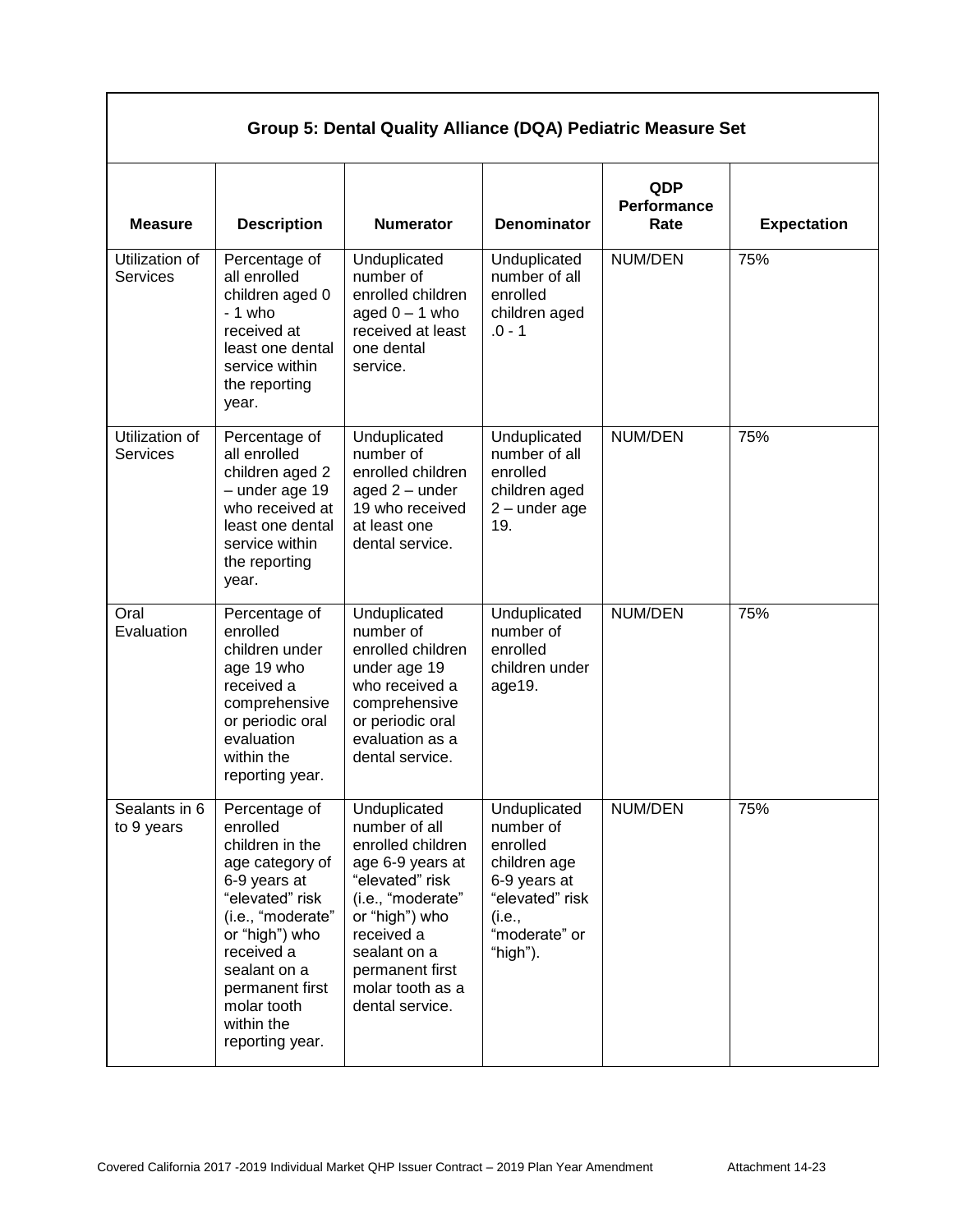| Group 5: Dental Quality Alliance (DQA) Pediatric Measure Set | | | | | |
|---|---|---|---|---|---|
| **Measure** | **Description** | **Numerator** | **Denominator** | **QDP Performance Rate** | **Expectation** |
| Utilization of Services | Percentage of all enrolled children aged 0 - 1 who received at least one dental service within the reporting year. | Unduplicated number of enrolled children aged 0 – 1 who received at least one dental service. | Unduplicated number of all enrolled children aged .0 - 1 | NUM/DEN | 75% |
| Utilization of Services | Percentage of all enrolled children aged 2 – under age 19 who received at least one dental service within the reporting year. | Unduplicated number of enrolled children aged 2 – under 19 who received at least one dental service. | Unduplicated number of all enrolled children aged 2 – under age 19. | NUM/DEN | 75% |
| Oral Evaluation | Percentage of enrolled children under age 19 who received a comprehensive or periodic oral evaluation within the reporting year. | Unduplicated number of enrolled children under age 19 who received a comprehensive or periodic oral evaluation as a dental service. | Unduplicated number of enrolled children under age19. | NUM/DEN | 75% |
| Sealants in 6 to 9 years | Percentage of enrolled children in the age category of 6-9 years at "elevated" risk (i.e., "moderate" or "high") who received a sealant on a permanent first molar tooth within the reporting year. | Unduplicated number of all enrolled children age 6-9 years at "elevated" risk (i.e., "moderate" or "high") who received a sealant on a permanent first molar tooth as a dental service. | Unduplicated number of enrolled children age 6-9 years at "elevated" risk (i.e., "moderate" or "high"). | NUM/DEN | 75% |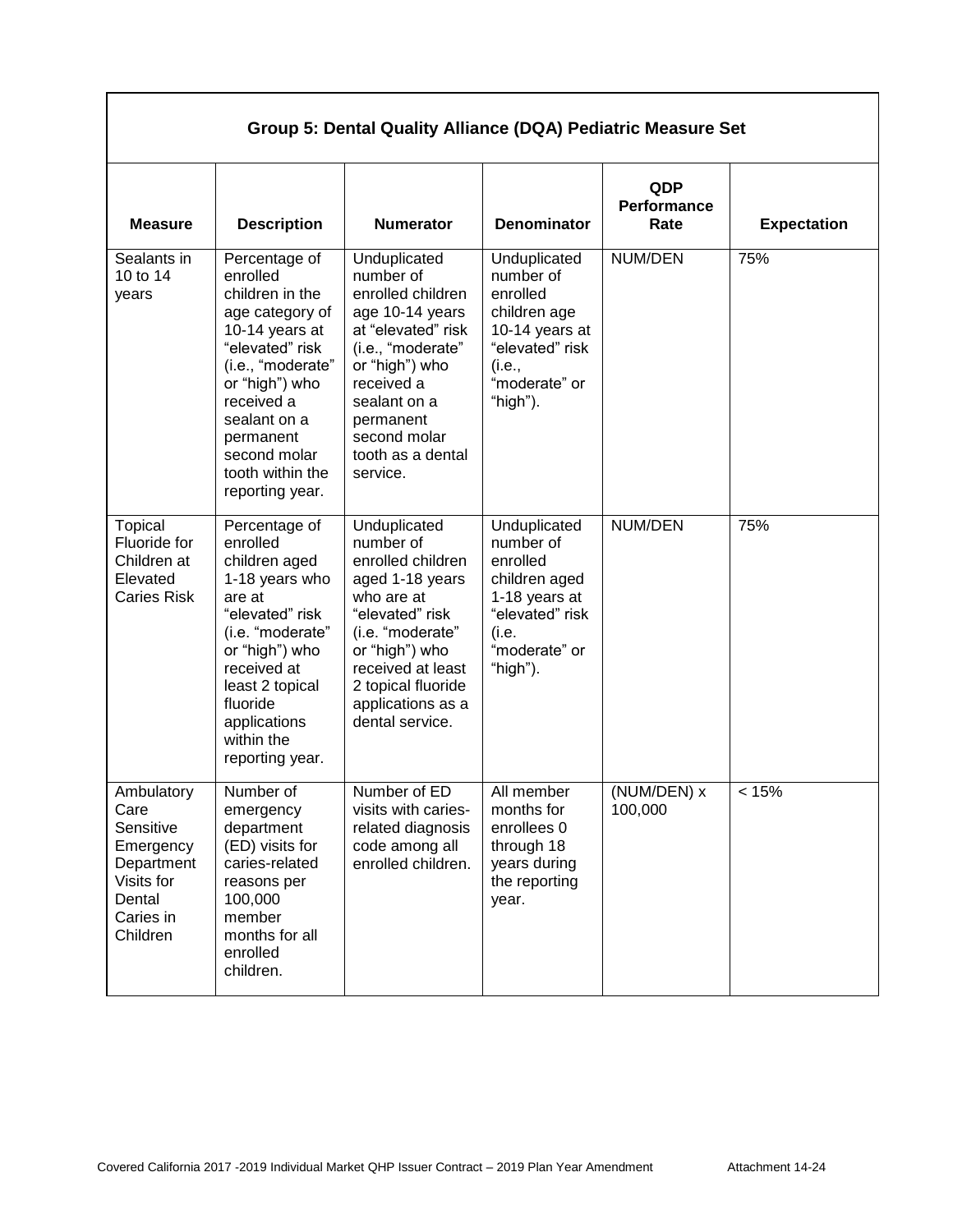| Group 5: Dental Quality Alliance (DQA) Pediatric Measure Set | | | | | |
|---|---|---|---|---|---|
| **Measure** | **Description** | **Numerator** | **Denominator** | **QDP Performance Rate** | **Expectation** |
| Sealants in 10 to 14 years | Percentage of enrolled children in the age category of 10-14 years at "elevated" risk (i.e., "moderate" or "high") who received a sealant on a permanent second molar tooth within the reporting year. | Unduplicated number of enrolled children age 10-14 years at "elevated" risk (i.e., "moderate" or "high") who received a sealant on a permanent second molar tooth as a dental service. | Unduplicated number of enrolled children age 10-14 years at "elevated" risk (i.e., "moderate" or "high"). | NUM/DEN | 75% |
| Topical Fluoride for Children at Elevated Caries Risk | Percentage of enrolled children aged 1-18 years who are at "elevated" risk (i.e. "moderate" or "high") who received at least 2 topical fluoride applications within the reporting year. | Unduplicated number of enrolled children aged 1-18 years who are at "elevated" risk (i.e. "moderate" or "high") who received at least 2 topical fluoride applications as a dental service. | Unduplicated number of enrolled children aged 1-18 years at "elevated" risk (i.e. "moderate" or "high"). | NUM/DEN | 75% |
| Ambulatory Care Sensitive Emergency Department Visits for Dental Caries in Children | Number of emergency department (ED) visits for caries-related reasons per 100,000 member months for all enrolled children. | Number of ED visits with caries-related diagnosis code among all enrolled children. | All member months for enrollees 0 through 18 years during the reporting year. | (NUM/DEN) x 100,000 | < 15% |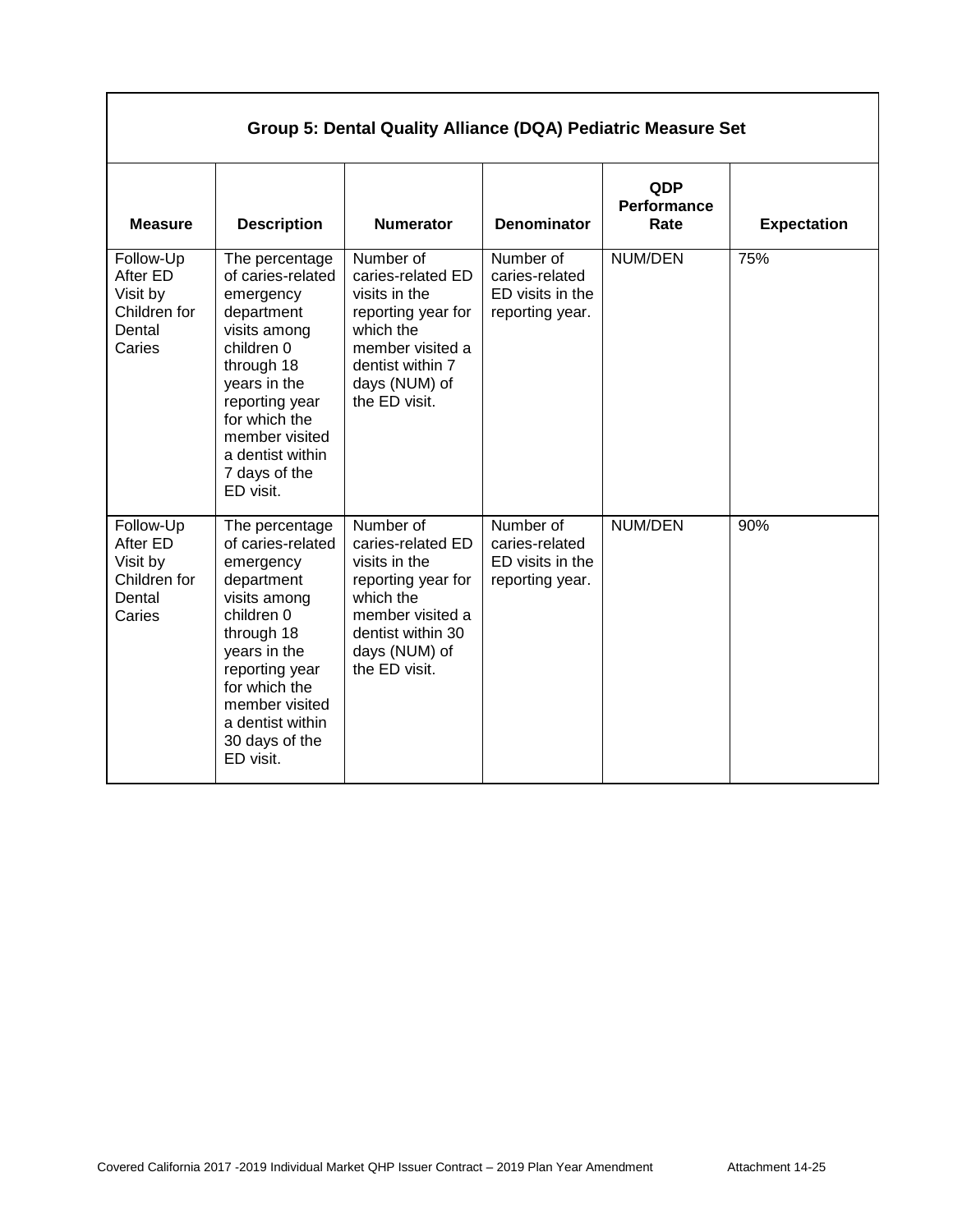| Group 5: Dental Quality Alliance (DQA) Pediatric Measure Set | | | | | |
|---|---|---|---|---|---|
| **Measure** | **Description** | **Numerator** | **Denominator** | **QDP Performance Rate** | **Expectation** |
| Follow-Up After ED Visit by Children for Dental Caries | The percentage of caries-related emergency department visits among children 0 through 18 years in the reporting year for which the member visited a dentist within 7 days of the ED visit. | Number of caries-related ED visits in the reporting year for which the member visited a dentist within 7 days (NUM) of the ED visit. | Number of caries-related ED visits in the reporting year. | NUM/DEN | 75% |
| Follow-Up After ED Visit by Children for Dental Caries | The percentage of caries-related emergency department visits among children 0 through 18 years in the reporting year for which the member visited a dentist within 30 days of the ED visit. | Number of caries-related ED visits in the reporting year for which the member visited a dentist within 30 days (NUM) of the ED visit. | Number of caries-related ED visits in the reporting year. | NUM/DEN | 90% |